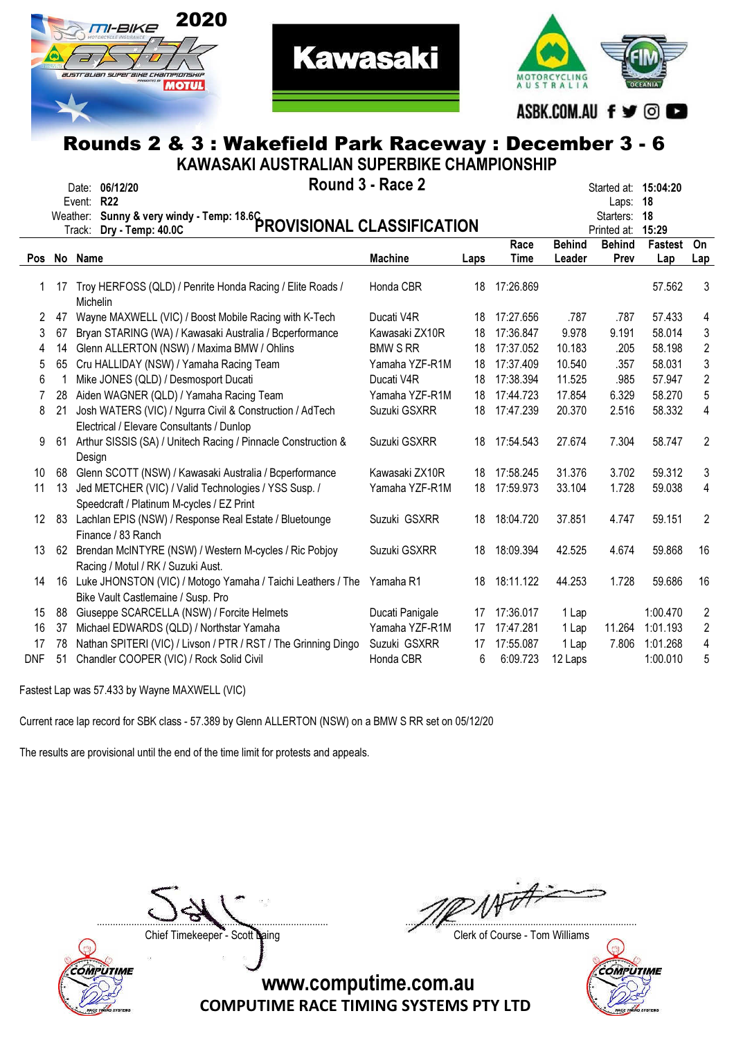2020 MI-BIKE ASBK Australian Superbike Championship presented by MOTUL

Kawasaki

MOTORCYCLING AUSTRALIA

FIM OCEANIA

ASBK.COM.AU

# Rounds 2 & 3 : Wakefield Park Raceway : December 3 - 6

## KAWASAKI AUSTRALIAN SUPERBIKE CHAMPIONSHIP

## Round 3 - Race 2

Date: **06/12/20**
Event: **R22**
Weather: **Sunny & very windy - Temp: 18.6C**
Track: **Dry - Temp: 40.0C**

## PROVISIONAL CLASSIFICATION

Started at: **15:04:20**
Laps: **18**
Starters: **18**
Printed at: **15:29**

| Pos | No | Name | Machine | Laps | Race Time | Behind Leader | Behind Prev | Fastest Lap | On Lap |
|---|---|---|---|---|---|---|---|---|---|
| 1 | 17 | Troy HERFOSS (QLD) / Penrite Honda Racing / Elite Roads / Michelin | Honda CBR | 18 | 17:26.869 | | | 57.562 | 3 |
| 2 | 47 | Wayne MAXWELL (VIC) / Boost Mobile Racing with K-Tech | Ducati V4R | 18 | 17:27.656 | .787 | .787 | 57.433 | 4 |
| 3 | 67 | Bryan STARING (WA) / Kawasaki Australia / Bcperformance | Kawasaki ZX10R | 18 | 17:36.847 | 9.978 | 9.191 | 58.014 | 3 |
| 4 | 14 | Glenn ALLERTON (NSW) / Maxima BMW / Ohlins | BMW S RR | 18 | 17:37.052 | 10.183 | .205 | 58.198 | 2 |
| 5 | 65 | Cru HALLIDAY (NSW) / Yamaha Racing Team | Yamaha YZF-R1M | 18 | 17:37.409 | 10.540 | .357 | 58.031 | 3 |
| 6 | 1 | Mike JONES (QLD) / Desmosport Ducati | Ducati V4R | 18 | 17:38.394 | 11.525 | .985 | 57.947 | 2 |
| 7 | 28 | Aiden WAGNER (QLD) / Yamaha Racing Team | Yamaha YZF-R1M | 18 | 17:44.723 | 17.854 | 6.329 | 58.270 | 5 |
| 8 | 21 | Josh WATERS (VIC) / Ngurra Civil & Construction / AdTech Electrical / Elevare Consultants / Dunlop | Suzuki GSXRR | 18 | 17:47.239 | 20.370 | 2.516 | 58.332 | 4 |
| 9 | 61 | Arthur SISSIS (SA) / Unitech Racing / Pinnacle Construction & Design | Suzuki GSXRR | 18 | 17:54.543 | 27.674 | 7.304 | 58.747 | 2 |
| 10 | 68 | Glenn SCOTT (NSW) / Kawasaki Australia / Bcperformance | Kawasaki ZX10R | 18 | 17:58.245 | 31.376 | 3.702 | 59.312 | 3 |
| 11 | 13 | Jed METCHER (VIC) / Valid Technologies / YSS Susp. / Speedcraft / Platinum M-cycles / EZ Print | Yamaha YZF-R1M | 18 | 17:59.973 | 33.104 | 1.728 | 59.038 | 4 |
| 12 | 83 | Lachlan EPIS (NSW) / Response Real Estate / Bluetounge Finance / 83 Ranch | Suzuki GSXRR | 18 | 18:04.720 | 37.851 | 4.747 | 59.151 | 2 |
| 13 | 62 | Brendan McINTYRE (NSW) / Western M-cycles / Ric Pobjoy Racing / Motul / RK / Suzuki Aust. | Suzuki GSXRR | 18 | 18:09.394 | 42.525 | 4.674 | 59.868 | 16 |
| 14 | 16 | Luke JHONSTON (VIC) / Motogo Yamaha / Taichi Leathers / The Bike Vault Castlemaine / Susp. Pro | Yamaha R1 | 18 | 18:11.122 | 44.253 | 1.728 | 59.686 | 16 |
| 15 | 88 | Giuseppe SCARCELLA (NSW) / Forcite Helmets | Ducati Panigale | 17 | 17:36.017 | 1 Lap | | 1:00.470 | 2 |
| 16 | 37 | Michael EDWARDS (QLD) / Northstar Yamaha | Yamaha YZF-R1M | 17 | 17:47.281 | 1 Lap | 11.264 | 1:01.193 | 2 |
| 17 | 78 | Nathan SPITERI (VIC) / Livson / PTR / RST / The Grinning Dingo | Suzuki GSXRR | 17 | 17:55.087 | 1 Lap | 7.806 | 1:01.268 | 4 |
| DNF | 51 | Chandler COOPER (VIC) / Rock Solid Civil | Honda CBR | 6 | 6:09.723 | 12 Laps | | 1:00.010 | 5 |

Fastest Lap was 57.433 by Wayne MAXWELL (VIC)

Current race lap record for SBK class - 57.389 by Glenn ALLERTON (NSW) on a BMW S RR set on 05/12/20

The results are provisional until the end of the time limit for protests and appeals.

Chief Timekeeper - Scott Laing

Clerk of Course - Tom Williams

www.computime.com.au
COMPUTIME RACE TIMING SYSTEMS PTY LTD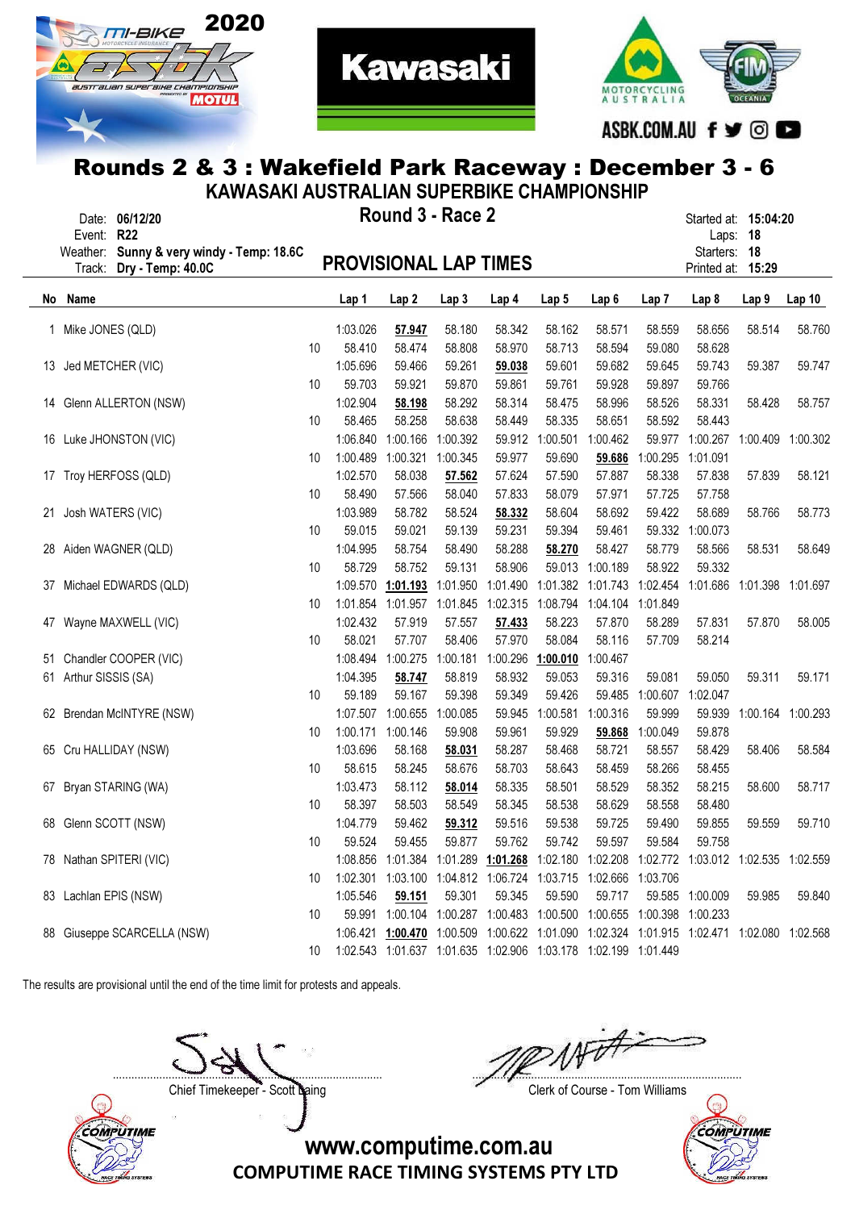# Rounds 2 & 3 : Wakefield Park Raceway : December 3 - 6

## KAWASAKI AUSTRALIAN SUPERBIKE CHAMPIONSHIP

## Round 3 - Race 2

## PROVISIONAL LAP TIMES

Date: **06/12/20**
Event: **R22**
Weather: **Sunny & very windy - Temp: 18.6C**
Track: **Dry - Temp: 40.0C**

Started at: **15:04:20**
Laps: **18**
Starters: **18**
Printed at: **15:29**

| No | Name | | Lap 1 | Lap 2 | Lap 3 | Lap 4 | Lap 5 | Lap 6 | Lap 7 | Lap 8 | Lap 9 | Lap 10 |
|---|---|---|---|---|---|---|---|---|---|---|---|---|
| 1 | Mike JONES (QLD) | | 1:03.026 | **57.947** | 58.180 | 58.342 | 58.162 | 58.571 | 58.559 | 58.656 | 58.514 | 58.760 |
| | | 10 | 58.410 | 58.474 | 58.808 | 58.970 | 58.713 | 58.594 | 59.080 | 58.628 | | |
| 13 | Jed METCHER (VIC) | | 1:05.696 | 59.466 | 59.261 | **59.038** | 59.601 | 59.682 | 59.645 | 59.743 | 59.387 | 59.747 |
| | | 10 | 59.703 | 59.921 | 59.870 | 59.861 | 59.761 | 59.928 | 59.897 | 59.766 | | |
| 14 | Glenn ALLERTON (NSW) | | 1:02.904 | **58.198** | 58.292 | 58.314 | 58.475 | 58.996 | 58.526 | 58.331 | 58.428 | 58.757 |
| | | 10 | 58.465 | 58.258 | 58.638 | 58.449 | 58.335 | 58.651 | 58.592 | 58.443 | | |
| 16 | Luke JHONSTON (VIC) | | 1:06.840 | 1:00.166 | 1:00.392 | 59.912 | 1:00.501 | 1:00.462 | 59.977 | 1:00.267 | 1:00.409 | 1:00.302 |
| | | 10 | 1:00.489 | 1:00.321 | 1:00.345 | 59.977 | 59.690 | **59.686** | 1:00.295 | 1:01.091 | | |
| 17 | Troy HERFOSS (QLD) | | 1:02.570 | 58.038 | **57.562** | 57.624 | 57.590 | 57.887 | 58.338 | 57.838 | 57.839 | 58.121 |
| | | 10 | 58.490 | 57.566 | 58.040 | 57.833 | 58.079 | 57.971 | 57.725 | 57.758 | | |
| 21 | Josh WATERS (VIC) | | 1:03.989 | 58.782 | 58.524 | **58.332** | 58.604 | 58.692 | 59.422 | 58.689 | 58.766 | 58.773 |
| | | 10 | 59.015 | 59.021 | 59.139 | 59.231 | 59.394 | 59.461 | 59.332 | 1:00.073 | | |
| 28 | Aiden WAGNER (QLD) | | 1:04.995 | 58.754 | 58.490 | 58.288 | **58.270** | 58.427 | 58.779 | 58.566 | 58.531 | 58.649 |
| | | 10 | 58.729 | 58.752 | 59.131 | 58.906 | 59.013 | 1:00.189 | 58.922 | 59.332 | | |
| 37 | Michael EDWARDS (QLD) | | 1:09.570 | **1:01.193** | 1:01.950 | 1:01.490 | 1:01.382 | 1:01.743 | 1:02.454 | 1:01.686 | 1:01.398 | 1:01.697 |
| | | 10 | 1:01.854 | 1:01.957 | 1:01.845 | 1:02.315 | 1:08.794 | 1:04.104 | 1:01.849 | | | |
| 47 | Wayne MAXWELL (VIC) | | 1:02.432 | 57.919 | 57.557 | **57.433** | 58.223 | 57.870 | 58.289 | 57.831 | 57.870 | 58.005 |
| | | 10 | 58.021 | 57.707 | 58.406 | 57.970 | 58.084 | 58.116 | 57.709 | 58.214 | | |
| 51 | Chandler COOPER (VIC) | | 1:08.494 | 1:00.275 | 1:00.181 | 1:00.296 | **1:00.010** | 1:00.467 | | | | |
| 61 | Arthur SISSIS (SA) | | 1:04.395 | **58.747** | 58.819 | 58.932 | 59.053 | 59.316 | 59.081 | 59.050 | 59.311 | 59.171 |
| | | 10 | 59.189 | 59.167 | 59.398 | 59.349 | 59.426 | 59.485 | 1:00.607 | 1:02.047 | | |
| 62 | Brendan McINTYRE (NSW) | | 1:07.507 | 1:00.655 | 1:00.085 | 59.945 | 1:00.581 | 1:00.316 | 59.999 | 59.939 | 1:00.164 | 1:00.293 |
| | | 10 | 1:00.171 | 1:00.146 | 59.908 | 59.961 | 59.929 | **59.868** | 1:00.049 | 59.878 | | |
| 65 | Cru HALLIDAY (NSW) | | 1:03.696 | 58.168 | **58.031** | 58.287 | 58.468 | 58.721 | 58.557 | 58.429 | 58.406 | 58.584 |
| | | 10 | 58.615 | 58.245 | 58.676 | 58.703 | 58.643 | 58.459 | 58.266 | 58.455 | | |
| 67 | Bryan STARING (WA) | | 1:03.473 | 58.112 | **58.014** | 58.335 | 58.501 | 58.529 | 58.352 | 58.215 | 58.600 | 58.717 |
| | | 10 | 58.397 | 58.503 | 58.549 | 58.345 | 58.538 | 58.629 | 58.558 | 58.480 | | |
| 68 | Glenn SCOTT (NSW) | | 1:04.779 | 59.462 | **59.312** | 59.516 | 59.538 | 59.725 | 59.490 | 59.855 | 59.559 | 59.710 |
| | | 10 | 59.524 | 59.455 | 59.877 | 59.762 | 59.742 | 59.597 | 59.584 | 59.758 | | |
| 78 | Nathan SPITERI (VIC) | | 1:08.856 | 1:01.384 | 1:01.289 | **1:01.268** | 1:02.180 | 1:02.208 | 1:02.772 | 1:03.012 | 1:02.535 | 1:02.559 |
| | | 10 | 1:02.301 | 1:03.100 | 1:04.812 | 1:06.724 | 1:03.715 | 1:02.666 | 1:03.706 | | | |
| 83 | Lachlan EPIS (NSW) | | 1:05.546 | **59.151** | 59.301 | 59.345 | 59.590 | 59.717 | 59.585 | 1:00.009 | 59.985 | 59.840 |
| | | 10 | 59.991 | 1:00.104 | 1:00.287 | 1:00.483 | 1:00.500 | 1:00.655 | 1:00.398 | 1:00.233 | | |
| 88 | Giuseppe SCARCELLA (NSW) | | 1:06.421 | **1:00.470** | 1:00.509 | 1:00.622 | 1:01.090 | 1:02.324 | 1:01.915 | 1:02.471 | 1:02.080 | 1:02.568 |
| | | 10 | 1:02.543 | 1:01.637 | 1:01.635 | 1:02.906 | 1:03.178 | 1:02.199 | 1:01.449 | | | |

The results are provisional until the end of the time limit for protests and appeals.

Chief Timekeeper - Scott Laing

Clerk of Course - Tom Williams

www.computime.com.au
COMPUTIME RACE TIMING SYSTEMS PTY LTD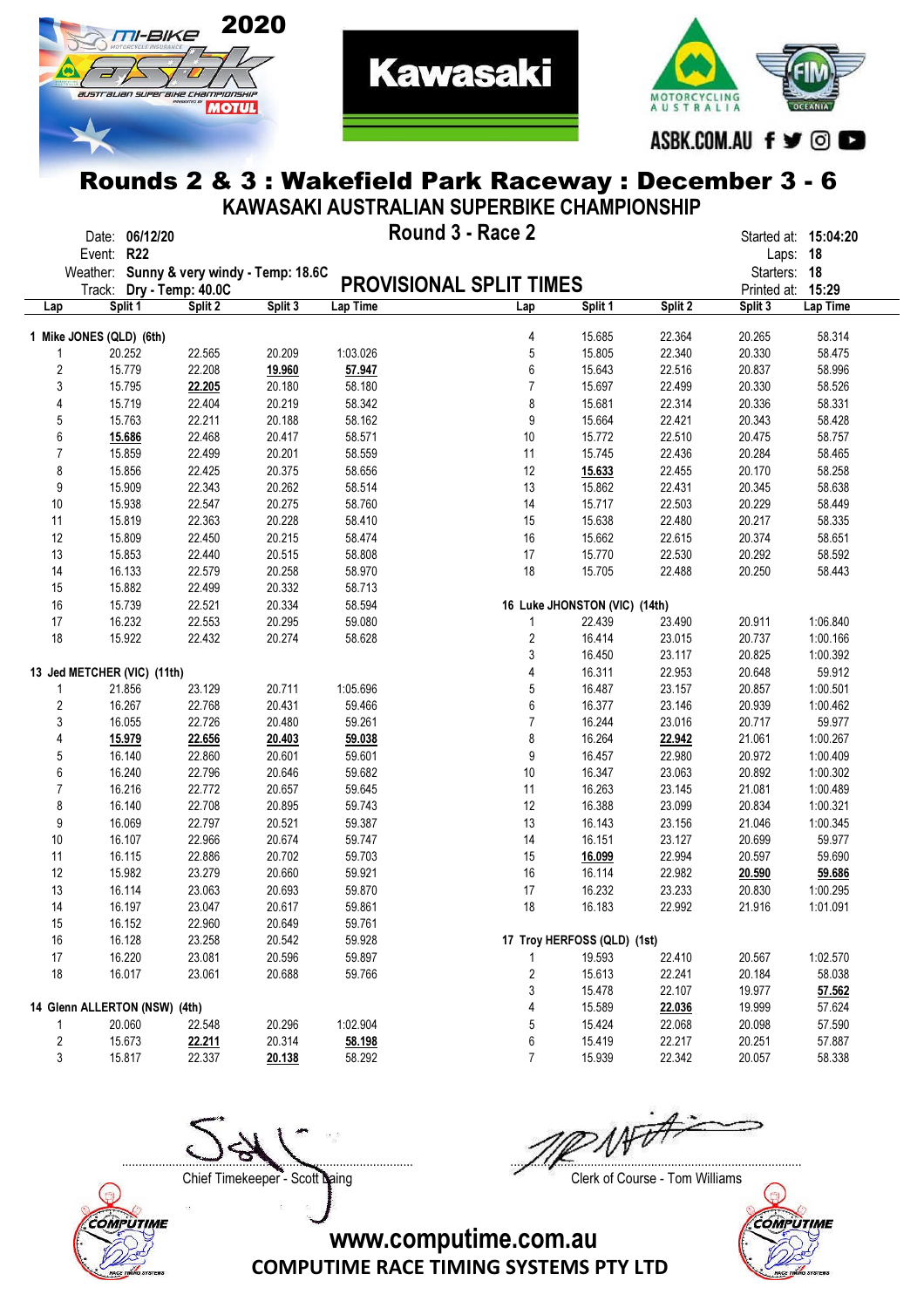# Rounds 2 & 3 : Wakefield Park Raceway : December 3 - 6

## KAWASAKI AUSTRALIAN SUPERBIKE CHAMPIONSHIP

## Round 3 - Race 2

## PROVISIONAL SPLIT TIMES

Date: **06/12/20**
Event: **R22**
Weather: **Sunny & very windy - Temp: 18.6C**
Track: **Dry - Temp: 40.0C**

Started at: **15:04:20**
Laps: **18**
Starters: **18**
Printed at: **15:29**

### 1 Mike JONES (QLD) (6th)

| Lap | Split 1 | Split 2 | Split 3 | Lap Time |
|---|---|---|---|---|
| 1 | 20.252 | 22.565 | 20.209 | 1:03.026 |
| 2 | 15.779 | 22.208 | **19.960** | **57.947** |
| 3 | 15.795 | **22.205** | 20.180 | 58.180 |
| 4 | 15.719 | 22.404 | 20.219 | 58.342 |
| 5 | 15.763 | 22.211 | 20.188 | 58.162 |
| 6 | **15.686** | 22.468 | 20.417 | 58.571 |
| 7 | 15.859 | 22.499 | 20.201 | 58.559 |
| 8 | 15.856 | 22.425 | 20.375 | 58.656 |
| 9 | 15.909 | 22.343 | 20.262 | 58.514 |
| 10 | 15.938 | 22.547 | 20.275 | 58.760 |
| 11 | 15.819 | 22.363 | 20.228 | 58.410 |
| 12 | 15.809 | 22.450 | 20.215 | 58.474 |
| 13 | 15.853 | 22.440 | 20.515 | 58.808 |
| 14 | 16.133 | 22.579 | 20.258 | 58.970 |
| 15 | 15.882 | 22.499 | 20.332 | 58.713 |
| 16 | 15.739 | 22.521 | 20.334 | 58.594 |
| 17 | 16.232 | 22.553 | 20.295 | 59.080 |
| 18 | 15.922 | 22.432 | 20.274 | 58.628 |

### 13 Jed METCHER (VIC) (11th)

| Lap | Split 1 | Split 2 | Split 3 | Lap Time |
|---|---|---|---|---|
| 1 | 21.856 | 23.129 | 20.711 | 1:05.696 |
| 2 | 16.267 | 22.768 | 20.431 | 59.466 |
| 3 | 16.055 | 22.726 | 20.480 | 59.261 |
| 4 | **15.979** | **22.656** | **20.403** | **59.038** |
| 5 | 16.140 | 22.860 | 20.601 | 59.601 |
| 6 | 16.240 | 22.796 | 20.646 | 59.682 |
| 7 | 16.216 | 22.772 | 20.657 | 59.645 |
| 8 | 16.140 | 22.708 | 20.895 | 59.743 |
| 9 | 16.069 | 22.797 | 20.521 | 59.387 |
| 10 | 16.107 | 22.966 | 20.674 | 59.747 |
| 11 | 16.115 | 22.886 | 20.702 | 59.703 |
| 12 | 15.982 | 23.279 | 20.660 | 59.921 |
| 13 | 16.114 | 23.063 | 20.693 | 59.870 |
| 14 | 16.197 | 23.047 | 20.617 | 59.861 |
| 15 | 16.152 | 22.960 | 20.649 | 59.761 |
| 16 | 16.128 | 23.258 | 20.542 | 59.928 |
| 17 | 16.220 | 23.081 | 20.596 | 59.897 |
| 18 | 16.017 | 23.061 | 20.688 | 59.766 |

### 14 Glenn ALLERTON (NSW) (4th)

| Lap | Split 1 | Split 2 | Split 3 | Lap Time |
|---|---|---|---|---|
| 1 | 20.060 | 22.548 | 20.296 | 1:02.904 |
| 2 | 15.673 | **22.211** | 20.314 | **58.198** |
| 3 | 15.817 | 22.337 | **20.138** | 58.292 |
| 4 | 15.685 | 22.364 | 20.265 | 58.314 |
| 5 | 15.805 | 22.340 | 20.330 | 58.475 |
| 6 | 15.643 | 22.516 | 20.837 | 58.996 |
| 7 | 15.697 | 22.499 | 20.330 | 58.526 |
| 8 | 15.681 | 22.314 | 20.336 | 58.331 |
| 9 | 15.664 | 22.421 | 20.343 | 58.428 |
| 10 | 15.772 | 22.510 | 20.475 | 58.757 |
| 11 | 15.745 | 22.436 | 20.284 | 58.465 |
| 12 | **15.633** | 22.455 | 20.170 | 58.258 |
| 13 | 15.862 | 22.431 | 20.345 | 58.638 |
| 14 | 15.717 | 22.503 | 20.229 | 58.449 |
| 15 | 15.638 | 22.480 | 20.217 | 58.335 |
| 16 | 15.662 | 22.615 | 20.374 | 58.651 |
| 17 | 15.770 | 22.530 | 20.292 | 58.592 |
| 18 | 15.705 | 22.488 | 20.250 | 58.443 |

### 16 Luke JHONSTON (VIC) (14th)

| Lap | Split 1 | Split 2 | Split 3 | Lap Time |
|---|---|---|---|---|
| 1 | 22.439 | 23.490 | 20.911 | 1:06.840 |
| 2 | 16.414 | 23.015 | 20.737 | 1:00.166 |
| 3 | 16.450 | 23.117 | 20.825 | 1:00.392 |
| 4 | 16.311 | 22.953 | 20.648 | 59.912 |
| 5 | 16.487 | 23.157 | 20.857 | 1:00.501 |
| 6 | 16.377 | 23.146 | 20.939 | 1:00.462 |
| 7 | 16.244 | 23.016 | 20.717 | 59.977 |
| 8 | 16.264 | **22.942** | 21.061 | 1:00.267 |
| 9 | 16.457 | 22.980 | 20.972 | 1:00.409 |
| 10 | 16.347 | 23.063 | 20.892 | 1:00.302 |
| 11 | 16.263 | 23.145 | 21.081 | 1:00.489 |
| 12 | 16.388 | 23.099 | 20.834 | 1:00.321 |
| 13 | 16.143 | 23.156 | 21.046 | 1:00.345 |
| 14 | 16.151 | 23.127 | 20.699 | 59.977 |
| 15 | **16.099** | 22.994 | 20.597 | 59.690 |
| 16 | 16.114 | 22.982 | **20.590** | **59.686** |
| 17 | 16.232 | 23.233 | 20.830 | 1:00.295 |
| 18 | 16.183 | 22.992 | 21.916 | 1:01.091 |

### 17 Troy HERFOSS (QLD) (1st)

| Lap | Split 1 | Split 2 | Split 3 | Lap Time |
|---|---|---|---|---|
| 1 | 19.593 | 22.410 | 20.567 | 1:02.570 |
| 2 | 15.613 | 22.241 | 20.184 | 58.038 |
| 3 | 15.478 | 22.107 | 19.977 | **57.562** |
| 4 | 15.589 | **22.036** | 19.999 | 57.624 |
| 5 | 15.424 | 22.068 | 20.098 | 57.590 |
| 6 | 15.419 | 22.217 | 20.251 | 57.887 |
| 7 | 15.939 | 22.342 | 20.057 | 58.338 |

Chief Timekeeper - Scott Laing

Clerk of Course - Tom Williams

www.computime.com.au
COMPUTIME RACE TIMING SYSTEMS PTY LTD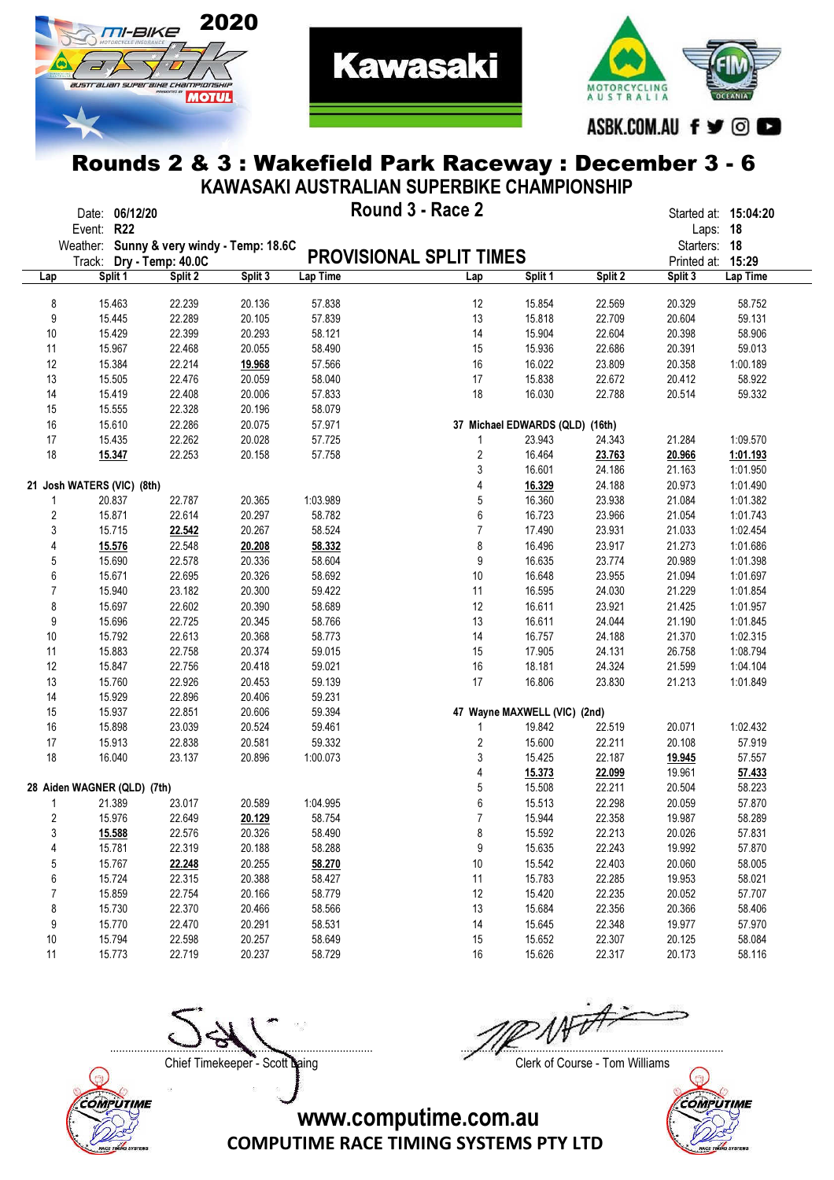# Rounds 2 & 3 : Wakefield Park Raceway : December 3 - 6

## KAWASAKI AUSTRALIAN SUPERBIKE CHAMPIONSHIP

Date: 06/12/20
Event: R22
Weather: Sunny & very windy - Temp: 18.6C
Track: Dry - Temp: 40.0C

### Round 3 - Race 2

### PROVISIONAL SPLIT TIMES

Started at: 15:04:20
Laps: 18
Starters: 18
Printed at: 15:29

| Lap | Split 1 | Split 2 | Split 3 | Lap Time |
|---|---|---|---|---|
| 8 | 15.463 | 22.239 | 20.136 | 57.838 |
| 9 | 15.445 | 22.289 | 20.105 | 57.839 |
| 10 | 15.429 | 22.399 | 20.293 | 58.121 |
| 11 | 15.967 | 22.468 | 20.055 | 58.490 |
| 12 | 15.384 | 22.214 | **19.968** | 57.566 |
| 13 | 15.505 | 22.476 | 20.059 | 58.040 |
| 14 | 15.419 | 22.408 | 20.006 | 57.833 |
| 15 | 15.555 | 22.328 | 20.196 | 58.079 |
| 16 | 15.610 | 22.286 | 20.075 | 57.971 |
| 17 | 15.435 | 22.262 | 20.028 | 57.725 |
| 18 | **15.347** | 22.253 | 20.158 | 57.758 |

**21 Josh WATERS (VIC) (8th)**

| Lap | Split 1 | Split 2 | Split 3 | Lap Time |
|---|---|---|---|---|
| 1 | 20.837 | 22.787 | 20.365 | 1:03.989 |
| 2 | 15.871 | 22.614 | 20.297 | 58.782 |
| 3 | 15.715 | **22.542** | 20.267 | 58.524 |
| 4 | **15.576** | 22.548 | **20.208** | **58.332** |
| 5 | 15.690 | 22.578 | 20.336 | 58.604 |
| 6 | 15.671 | 22.695 | 20.326 | 58.692 |
| 7 | 15.940 | 23.182 | 20.300 | 59.422 |
| 8 | 15.697 | 22.602 | 20.390 | 58.689 |
| 9 | 15.696 | 22.725 | 20.345 | 58.766 |
| 10 | 15.792 | 22.613 | 20.368 | 58.773 |
| 11 | 15.883 | 22.758 | 20.374 | 59.015 |
| 12 | 15.847 | 22.756 | 20.418 | 59.021 |
| 13 | 15.760 | 22.926 | 20.453 | 59.139 |
| 14 | 15.929 | 22.896 | 20.406 | 59.231 |
| 15 | 15.937 | 22.851 | 20.606 | 59.394 |
| 16 | 15.898 | 23.039 | 20.524 | 59.461 |
| 17 | 15.913 | 22.838 | 20.581 | 59.332 |
| 18 | 16.040 | 23.137 | 20.896 | 1:00.073 |

**28 Aiden WAGNER (QLD) (7th)**

| Lap | Split 1 | Split 2 | Split 3 | Lap Time |
|---|---|---|---|---|
| 1 | 21.389 | 23.017 | 20.589 | 1:04.995 |
| 2 | 15.976 | 22.649 | **20.129** | 58.754 |
| 3 | **15.588** | 22.576 | 20.326 | 58.490 |
| 4 | 15.781 | 22.319 | 20.188 | 58.288 |
| 5 | 15.767 | **22.248** | 20.255 | **58.270** |
| 6 | 15.724 | 22.315 | 20.388 | 58.427 |
| 7 | 15.859 | 22.754 | 20.166 | 58.779 |
| 8 | 15.730 | 22.370 | 20.466 | 58.566 |
| 9 | 15.770 | 22.470 | 20.291 | 58.531 |
| 10 | 15.794 | 22.598 | 20.257 | 58.649 |
| 11 | 15.773 | 22.719 | 20.237 | 58.729 |
| 12 | 15.854 | 22.569 | 20.329 | 58.752 |
| 13 | 15.818 | 22.709 | 20.604 | 59.131 |
| 14 | 15.904 | 22.604 | 20.398 | 58.906 |
| 15 | 15.936 | 22.686 | 20.391 | 59.013 |
| 16 | 16.022 | 23.809 | 20.358 | 1:00.189 |
| 17 | 15.838 | 22.672 | 20.412 | 58.922 |
| 18 | 16.030 | 22.788 | 20.514 | 59.332 |

**37 Michael EDWARDS (QLD) (16th)**

| Lap | Split 1 | Split 2 | Split 3 | Lap Time |
|---|---|---|---|---|
| 1 | 23.943 | 24.343 | 21.284 | 1:09.570 |
| 2 | 16.464 | **23.763** | **20.966** | **1:01.193** |
| 3 | 16.601 | 24.186 | 21.163 | 1:01.950 |
| 4 | **16.329** | 24.188 | 20.973 | 1:01.490 |
| 5 | 16.360 | 23.938 | 21.084 | 1:01.382 |
| 6 | 16.723 | 23.966 | 21.054 | 1:01.743 |
| 7 | 17.490 | 23.931 | 21.033 | 1:02.454 |
| 8 | 16.496 | 23.917 | 21.273 | 1:01.686 |
| 9 | 16.635 | 23.774 | 20.989 | 1:01.398 |
| 10 | 16.648 | 23.955 | 21.094 | 1:01.697 |
| 11 | 16.595 | 24.030 | 21.229 | 1:01.854 |
| 12 | 16.611 | 23.921 | 21.425 | 1:01.957 |
| 13 | 16.611 | 24.044 | 21.190 | 1:01.845 |
| 14 | 16.757 | 24.188 | 21.370 | 1:02.315 |
| 15 | 17.905 | 24.131 | 26.758 | 1:08.794 |
| 16 | 18.181 | 24.324 | 21.599 | 1:04.104 |
| 17 | 16.806 | 23.830 | 21.213 | 1:01.849 |

**47 Wayne MAXWELL (VIC) (2nd)**

| Lap | Split 1 | Split 2 | Split 3 | Lap Time |
|---|---|---|---|---|
| 1 | 19.842 | 22.519 | 20.071 | 1:02.432 |
| 2 | 15.600 | 22.211 | 20.108 | 57.919 |
| 3 | 15.425 | 22.187 | **19.945** | 57.557 |
| 4 | **15.373** | **22.099** | 19.961 | **57.433** |
| 5 | 15.508 | 22.211 | 20.504 | 58.223 |
| 6 | 15.513 | 22.298 | 20.059 | 57.870 |
| 7 | 15.944 | 22.358 | 19.987 | 58.289 |
| 8 | 15.592 | 22.213 | 20.026 | 57.831 |
| 9 | 15.635 | 22.243 | 19.992 | 57.870 |
| 10 | 15.542 | 22.403 | 20.060 | 58.005 |
| 11 | 15.783 | 22.285 | 19.953 | 58.021 |
| 12 | 15.420 | 22.235 | 20.052 | 57.707 |
| 13 | 15.684 | 22.356 | 20.366 | 58.406 |
| 14 | 15.645 | 22.348 | 19.977 | 57.970 |
| 15 | 15.652 | 22.307 | 20.125 | 58.084 |
| 16 | 15.626 | 22.317 | 20.173 | 58.116 |

Chief Timekeeper - Scott Laing

Clerk of Course - Tom Williams

www.computime.com.au
COMPUTIME RACE TIMING SYSTEMS PTY LTD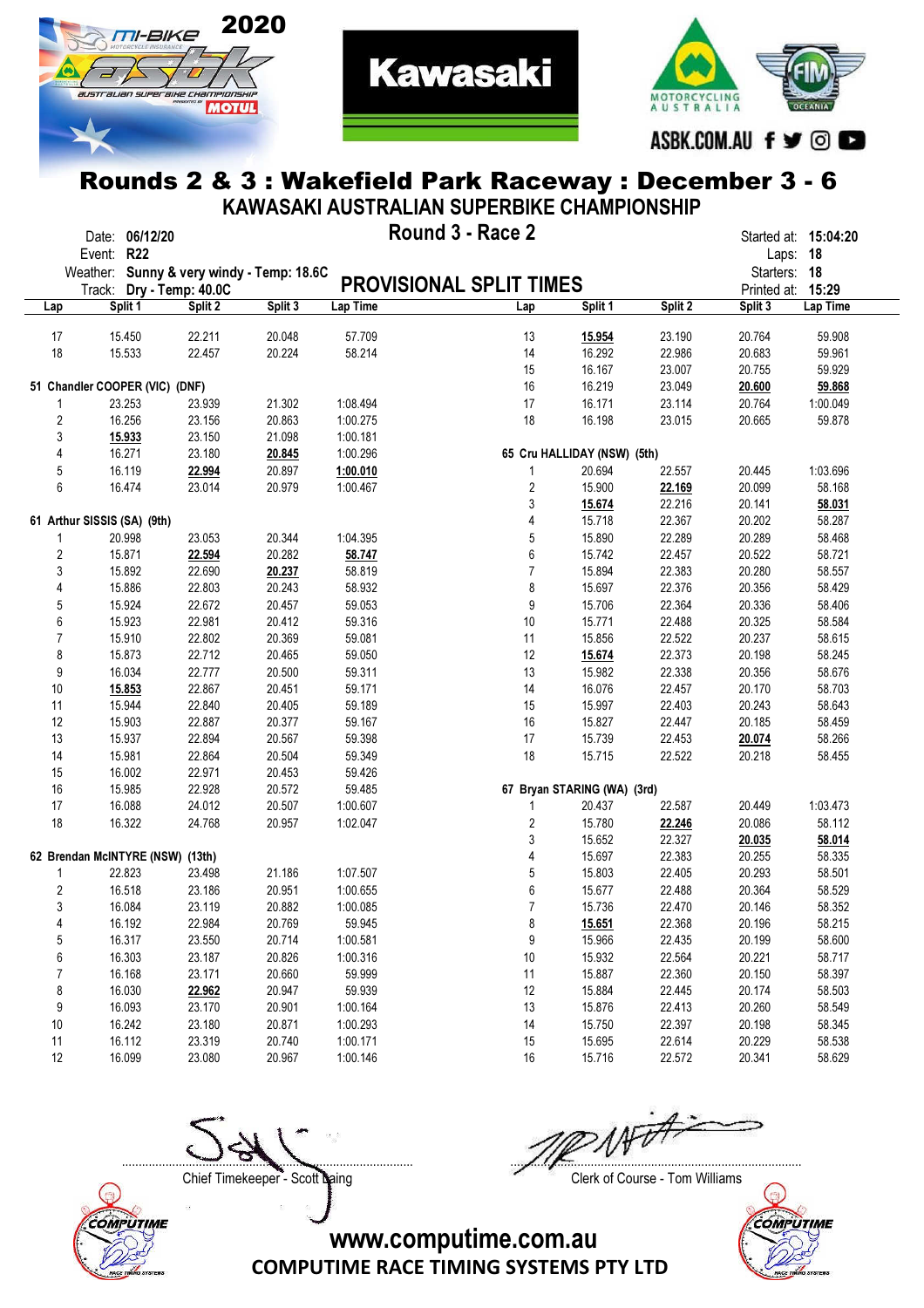# Rounds 2 & 3 : Wakefield Park Raceway : December 3 - 6

## KAWASAKI AUSTRALIAN SUPERBIKE CHAMPIONSHIP

Date: **06/12/20**
Event: **R22**
Weather: **Sunny & very windy - Temp: 18.6C**
Track: **Dry - Temp: 40.0C**

**Round 3 - Race 2**

**PROVISIONAL SPLIT TIMES**

Started at: **15:04:20**
Laps: **18**
Starters: **18**
Printed at: **15:29**

| Lap | Split 1 | Split 2 | Split 3 | Lap Time |
|---|---|---|---|---|
| 17 | 15.450 | 22.211 | 20.048 | 57.709 |
| 18 | 15.533 | 22.457 | 20.224 | 58.214 |
| **51 Chandler COOPER (VIC) (DNF)** | | | | |
| 1 | 23.253 | 23.939 | 21.302 | 1:08.494 |
| 2 | 16.256 | 23.156 | 20.863 | 1:00.275 |
| 3 | **15.933** | 23.150 | 21.098 | 1:00.181 |
| 4 | 16.271 | 23.180 | **20.845** | 1:00.296 |
| 5 | 16.119 | **22.994** | 20.897 | **1:00.010** |
| 6 | 16.474 | 23.014 | 20.979 | 1:00.467 |
| **61 Arthur SISSIS (SA) (9th)** | | | | |
| 1 | 20.998 | 23.053 | 20.344 | 1:04.395 |
| 2 | 15.871 | **22.594** | 20.282 | **58.747** |
| 3 | 15.892 | 22.690 | **20.237** | 58.819 |
| 4 | 15.886 | 22.803 | 20.243 | 58.932 |
| 5 | 15.924 | 22.672 | 20.457 | 59.053 |
| 6 | 15.923 | 22.981 | 20.412 | 59.316 |
| 7 | 15.910 | 22.802 | 20.369 | 59.081 |
| 8 | 15.873 | 22.712 | 20.465 | 59.050 |
| 9 | 16.034 | 22.777 | 20.500 | 59.311 |
| 10 | **15.853** | 22.867 | 20.451 | 59.171 |
| 11 | 15.944 | 22.840 | 20.405 | 59.189 |
| 12 | 15.903 | 22.887 | 20.377 | 59.167 |
| 13 | 15.937 | 22.894 | 20.567 | 59.398 |
| 14 | 15.981 | 22.864 | 20.504 | 59.349 |
| 15 | 16.002 | 22.971 | 20.453 | 59.426 |
| 16 | 15.985 | 22.928 | 20.572 | 59.485 |
| 17 | 16.088 | 24.012 | 20.507 | 1:00.607 |
| 18 | 16.322 | 24.768 | 20.957 | 1:02.047 |
| **62 Brendan McINTYRE (NSW) (13th)** | | | | |
| 1 | 22.823 | 23.498 | 21.186 | 1:07.507 |
| 2 | 16.518 | 23.186 | 20.951 | 1:00.655 |
| 3 | 16.084 | 23.119 | 20.882 | 1:00.085 |
| 4 | 16.192 | 22.984 | 20.769 | 59.945 |
| 5 | 16.317 | 23.550 | 20.714 | 1:00.581 |
| 6 | 16.303 | 23.187 | 20.826 | 1:00.316 |
| 7 | 16.168 | 23.171 | 20.660 | 59.999 |
| 8 | 16.030 | **22.962** | 20.947 | 59.939 |
| 9 | 16.093 | 23.170 | 20.901 | 1:00.164 |
| 10 | 16.242 | 23.180 | 20.871 | 1:00.293 |
| 11 | 16.112 | 23.319 | 20.740 | 1:00.171 |
| 12 | 16.099 | 23.080 | 20.967 | 1:00.146 |
| 13 | **15.954** | 23.190 | 20.764 | 59.908 |
| 14 | 16.292 | 22.986 | 20.683 | 59.961 |
| 15 | 16.167 | 23.007 | 20.755 | 59.929 |
| 16 | 16.219 | 23.049 | **20.600** | **59.868** |
| 17 | 16.171 | 23.114 | 20.764 | 1:00.049 |
| 18 | 16.198 | 23.015 | 20.665 | 59.878 |
| **65 Cru HALLIDAY (NSW) (5th)** | | | | |
| 1 | 20.694 | 22.557 | 20.445 | 1:03.696 |
| 2 | 15.900 | **22.169** | 20.099 | 58.168 |
| 3 | **15.674** | 22.216 | 20.141 | **58.031** |
| 4 | 15.718 | 22.367 | 20.202 | 58.287 |
| 5 | 15.890 | 22.289 | 20.289 | 58.468 |
| 6 | 15.742 | 22.457 | 20.522 | 58.721 |
| 7 | 15.894 | 22.383 | 20.280 | 58.557 |
| 8 | 15.697 | 22.376 | 20.356 | 58.429 |
| 9 | 15.706 | 22.364 | 20.336 | 58.406 |
| 10 | 15.771 | 22.488 | 20.325 | 58.584 |
| 11 | 15.856 | 22.522 | 20.237 | 58.615 |
| 12 | **15.674** | 22.373 | 20.198 | 58.245 |
| 13 | 15.982 | 22.338 | 20.356 | 58.676 |
| 14 | 16.076 | 22.457 | 20.170 | 58.703 |
| 15 | 15.997 | 22.403 | 20.243 | 58.643 |
| 16 | 15.827 | 22.447 | 20.185 | 58.459 |
| 17 | 15.739 | 22.453 | **20.074** | 58.266 |
| 18 | 15.715 | 22.522 | 20.218 | 58.455 |
| **67 Bryan STARING (WA) (3rd)** | | | | |
| 1 | 20.437 | 22.587 | 20.449 | 1:03.473 |
| 2 | 15.780 | **22.246** | 20.086 | 58.112 |
| 3 | 15.652 | 22.327 | **20.035** | **58.014** |
| 4 | 15.697 | 22.383 | 20.255 | 58.335 |
| 5 | 15.803 | 22.405 | 20.293 | 58.501 |
| 6 | 15.677 | 22.488 | 20.364 | 58.529 |
| 7 | 15.736 | 22.470 | 20.146 | 58.352 |
| 8 | **15.651** | 22.368 | 20.196 | 58.215 |
| 9 | 15.966 | 22.435 | 20.199 | 58.600 |
| 10 | 15.932 | 22.564 | 20.221 | 58.717 |
| 11 | 15.887 | 22.360 | 20.150 | 58.397 |
| 12 | 15.884 | 22.445 | 20.174 | 58.503 |
| 13 | 15.876 | 22.413 | 20.260 | 58.549 |
| 14 | 15.750 | 22.397 | 20.198 | 58.345 |
| 15 | 15.695 | 22.614 | 20.229 | 58.538 |
| 16 | 15.716 | 22.572 | 20.341 | 58.629 |

Chief Timekeeper - Scott Laing

Clerk of Course - Tom Williams

www.computime.com.au
COMPUTIME RACE TIMING SYSTEMS PTY LTD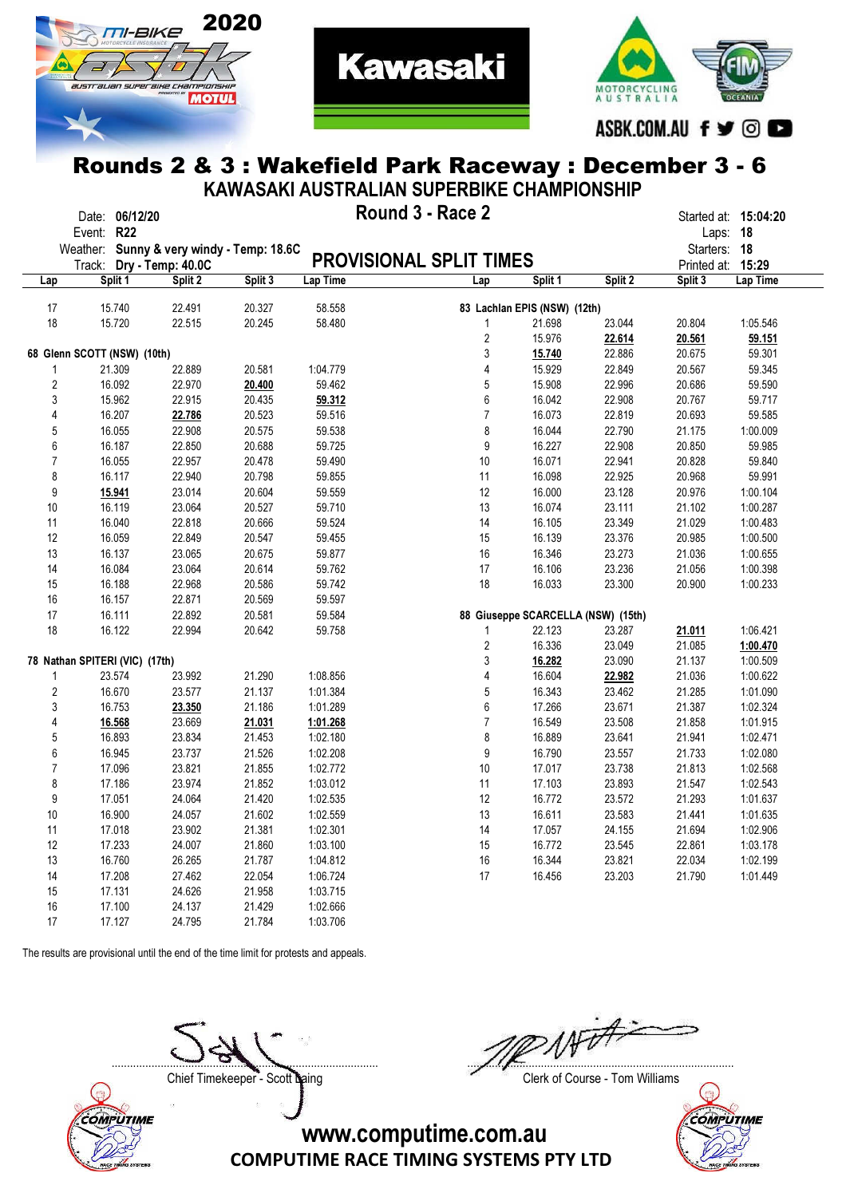# Rounds 2 & 3 : Wakefield Park Raceway : December 3 - 6

## KAWASAKI AUSTRALIAN SUPERBIKE CHAMPIONSHIP

## Round 3 - Race 2

## PROVISIONAL SPLIT TIMES

Date: **06/12/20**
Event: **R22**
Weather: **Sunny & very windy - Temp: 18.6C**
Track: **Dry - Temp: 40.0C**

Started at: **15:04:20**
Laps: **18**
Starters: **18**
Printed at: **15:29**

| Lap | Split 1 | Split 2 | Split 3 | Lap Time |
|---|---|---|---|---|
| 17 | 15.740 | 22.491 | 20.327 | 58.558 |
| 18 | 15.720 | 22.515 | 20.245 | 58.480 |

**68 Glenn SCOTT (NSW) (10th)**

| Lap | Split 1 | Split 2 | Split 3 | Lap Time |
|---|---|---|---|---|
| 1 | 21.309 | 22.889 | 20.581 | 1:04.779 |
| 2 | 16.092 | 22.970 | **20.400** | 59.462 |
| 3 | 15.962 | 22.915 | 20.435 | **59.312** |
| 4 | 16.207 | **22.786** | 20.523 | 59.516 |
| 5 | 16.055 | 22.908 | 20.575 | 59.538 |
| 6 | 16.187 | 22.850 | 20.688 | 59.725 |
| 7 | 16.055 | 22.957 | 20.478 | 59.490 |
| 8 | 16.117 | 22.940 | 20.798 | 59.855 |
| 9 | **15.941** | 23.014 | 20.604 | 59.559 |
| 10 | 16.119 | 23.064 | 20.527 | 59.710 |
| 11 | 16.040 | 22.818 | 20.666 | 59.524 |
| 12 | 16.059 | 22.849 | 20.547 | 59.455 |
| 13 | 16.137 | 23.065 | 20.675 | 59.877 |
| 14 | 16.084 | 23.064 | 20.614 | 59.762 |
| 15 | 16.188 | 22.968 | 20.586 | 59.742 |
| 16 | 16.157 | 22.871 | 20.569 | 59.597 |
| 17 | 16.111 | 22.892 | 20.581 | 59.584 |
| 18 | 16.122 | 22.994 | 20.642 | 59.758 |

**78 Nathan SPITERI (VIC) (17th)**

| Lap | Split 1 | Split 2 | Split 3 | Lap Time |
|---|---|---|---|---|
| 1 | 23.574 | 23.992 | 21.290 | 1:08.856 |
| 2 | 16.670 | 23.577 | 21.137 | 1:01.384 |
| 3 | 16.753 | **23.350** | 21.186 | 1:01.289 |
| 4 | **16.568** | 23.669 | **21.031** | **1:01.268** |
| 5 | 16.893 | 23.834 | 21.453 | 1:02.180 |
| 6 | 16.945 | 23.737 | 21.526 | 1:02.208 |
| 7 | 17.096 | 23.821 | 21.855 | 1:02.772 |
| 8 | 17.186 | 23.974 | 21.852 | 1:03.012 |
| 9 | 17.051 | 24.064 | 21.420 | 1:02.535 |
| 10 | 16.900 | 24.057 | 21.602 | 1:02.559 |
| 11 | 17.018 | 23.902 | 21.381 | 1:02.301 |
| 12 | 17.233 | 24.007 | 21.860 | 1:03.100 |
| 13 | 16.760 | 26.265 | 21.787 | 1:04.812 |
| 14 | 17.208 | 27.462 | 22.054 | 1:06.724 |
| 15 | 17.131 | 24.626 | 21.958 | 1:03.715 |
| 16 | 17.100 | 24.137 | 21.429 | 1:02.666 |
| 17 | 17.127 | 24.795 | 21.784 | 1:03.706 |

**83 Lachlan EPIS (NSW) (12th)**

| Lap | Split 1 | Split 2 | Split 3 | Lap Time |
|---|---|---|---|---|
| 1 | 21.698 | 23.044 | 20.804 | 1:05.546 |
| 2 | 15.976 | **22.614** | **20.561** | **59.151** |
| 3 | **15.740** | 22.886 | 20.675 | 59.301 |
| 4 | 15.929 | 22.849 | 20.567 | 59.345 |
| 5 | 15.908 | 22.996 | 20.686 | 59.590 |
| 6 | 16.042 | 22.908 | 20.767 | 59.717 |
| 7 | 16.073 | 22.819 | 20.693 | 59.585 |
| 8 | 16.044 | 22.790 | 21.175 | 1:00.009 |
| 9 | 16.227 | 22.908 | 20.850 | 59.985 |
| 10 | 16.071 | 22.941 | 20.828 | 59.840 |
| 11 | 16.098 | 22.925 | 20.968 | 59.991 |
| 12 | 16.000 | 23.128 | 20.976 | 1:00.104 |
| 13 | 16.074 | 23.111 | 21.102 | 1:00.287 |
| 14 | 16.105 | 23.349 | 21.029 | 1:00.483 |
| 15 | 16.139 | 23.376 | 20.985 | 1:00.500 |
| 16 | 16.346 | 23.273 | 21.036 | 1:00.655 |
| 17 | 16.106 | 23.236 | 21.056 | 1:00.398 |
| 18 | 16.033 | 23.300 | 20.900 | 1:00.233 |

**88 Giuseppe SCARCELLA (NSW) (15th)**

| Lap | Split 1 | Split 2 | Split 3 | Lap Time |
|---|---|---|---|---|
| 1 | 22.123 | 23.287 | **21.011** | 1:06.421 |
| 2 | 16.336 | 23.049 | 21.085 | **1:00.470** |
| 3 | **16.282** | 23.090 | 21.137 | 1:00.509 |
| 4 | 16.604 | **22.982** | 21.036 | 1:00.622 |
| 5 | 16.343 | 23.462 | 21.285 | 1:01.090 |
| 6 | 17.266 | 23.671 | 21.387 | 1:02.324 |
| 7 | 16.549 | 23.508 | 21.858 | 1:01.915 |
| 8 | 16.889 | 23.641 | 21.941 | 1:02.471 |
| 9 | 16.790 | 23.557 | 21.733 | 1:02.080 |
| 10 | 17.017 | 23.738 | 21.813 | 1:02.568 |
| 11 | 17.103 | 23.893 | 21.547 | 1:02.543 |
| 12 | 16.772 | 23.572 | 21.293 | 1:01.637 |
| 13 | 16.611 | 23.583 | 21.441 | 1:01.635 |
| 14 | 17.057 | 24.155 | 21.694 | 1:02.906 |
| 15 | 16.772 | 23.545 | 22.861 | 1:03.178 |
| 16 | 16.344 | 23.821 | 22.034 | 1:02.199 |
| 17 | 16.456 | 23.203 | 21.790 | 1:01.449 |

The results are provisional until the end of the time limit for protests and appeals.

Chief Timekeeper - Scott Laing

Clerk of Course - Tom Williams

www.computime.com.au
COMPUTIME RACE TIMING SYSTEMS PTY LTD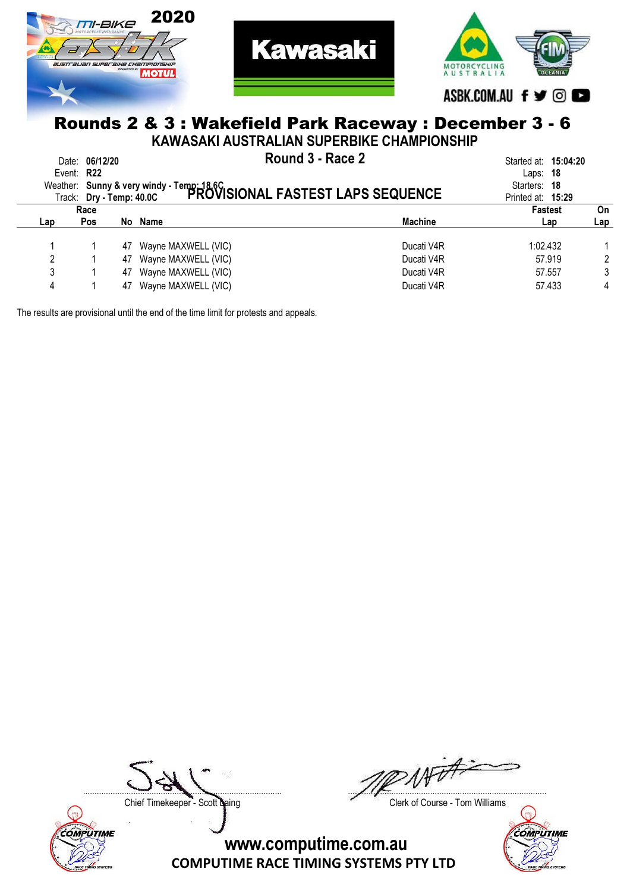# Rounds 2 & 3 : Wakefield Park Raceway : December 3 - 6

## KAWASAKI AUSTRALIAN SUPERBIKE CHAMPIONSHIP

## Round 3 - Race 2

Date: **06/12/20**
Event: **R22**
Weather: **Sunny & very windy - Temp: 18.6C**
Track: **Dry - Temp: 40.0C**

Started at: **15:04:20**
Laps: **18**
Starters: **18**
Printed at: **15:29**

## PROVISIONAL FASTEST LAPS SEQUENCE

| Lap | Race Pos | No | Name | Machine | Fastest Lap | On Lap |
|---|---|---|---|---|---|---|
| 1 | 1 | 47 | Wayne MAXWELL (VIC) | Ducati V4R | 1:02.432 | 1 |
| 2 | 1 | 47 | Wayne MAXWELL (VIC) | Ducati V4R | 57.919 | 2 |
| 3 | 1 | 47 | Wayne MAXWELL (VIC) | Ducati V4R | 57.557 | 3 |
| 4 | 1 | 47 | Wayne MAXWELL (VIC) | Ducati V4R | 57.433 | 4 |

The results are provisional until the end of the time limit for protests and appeals.

Chief Timekeeper - Scott Laing

Clerk of Course - Tom Williams

www.computime.com.au
COMPUTIME RACE TIMING SYSTEMS PTY LTD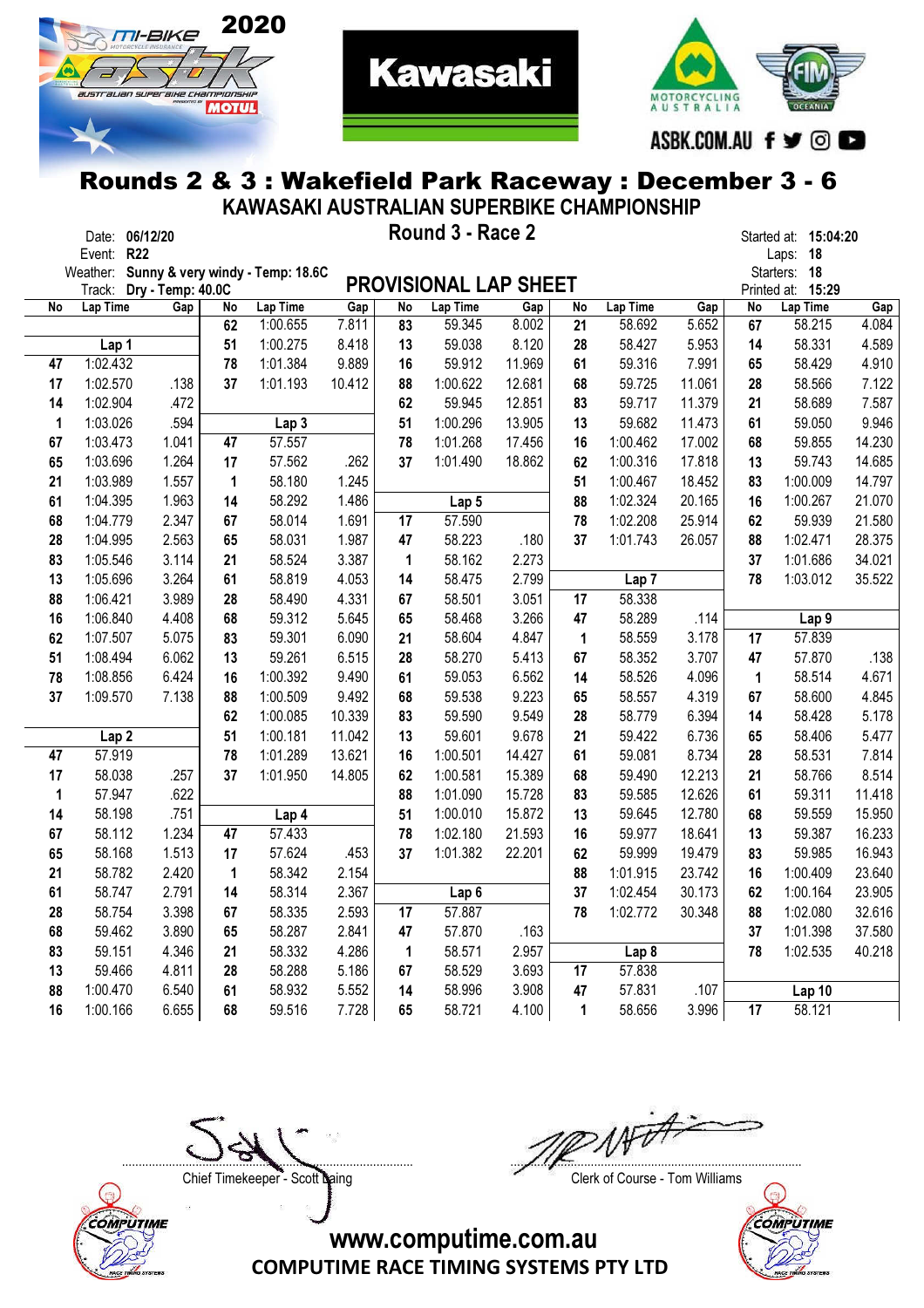# Rounds 2 & 3 : Wakefield Park Raceway : December 3 - 6

## KAWASAKI AUSTRALIAN SUPERBIKE CHAMPIONSHIP

Date: 06/12/20
Event: R22
Weather: Sunny & very windy - Temp: 18.6C
Track: Dry - Temp: 40.0C

## Round 3 - Race 2

## PROVISIONAL LAP SHEET

Started at: 15:04:20
Laps: 18
Starters: 18
Printed at: 15:29

| No | Lap Time | Gap | No | Lap Time | Gap | No | Lap Time | Gap | No | Lap Time | Gap | No | Lap Time | Gap |
|---|---|---|---|---|---|---|---|---|---|---|---|---|---|---|
| | | | 62 | 1:00.655 | 7.811 | 83 | 59.345 | 8.002 | 21 | 58.692 | 5.652 | 67 | 58.215 | 4.084 |
| | Lap 1 | | 51 | 1:00.275 | 8.418 | 13 | 59.038 | 8.120 | 28 | 58.427 | 5.953 | 14 | 58.331 | 4.589 |
| 47 | 1:02.432 | | 78 | 1:01.384 | 9.889 | 16 | 59.912 | 11.969 | 61 | 59.316 | 7.991 | 65 | 58.429 | 4.910 |
| 17 | 1:02.570 | .138 | 37 | 1:01.193 | 10.412 | 88 | 1:00.622 | 12.681 | 68 | 59.725 | 11.061 | 28 | 58.566 | 7.122 |
| 14 | 1:02.904 | .472 | | | | 62 | 59.945 | 12.851 | 83 | 59.717 | 11.379 | 21 | 58.689 | 7.587 |
| 1 | 1:03.026 | .594 | | Lap 3 | | 51 | 1:00.296 | 13.905 | 13 | 59.682 | 11.473 | 61 | 59.050 | 9.946 |
| 67 | 1:03.473 | 1.041 | 47 | 57.557 | | 78 | 1:01.268 | 17.456 | 16 | 1:00.462 | 17.002 | 68 | 59.855 | 14.230 |
| 65 | 1:03.696 | 1.264 | 17 | 57.562 | .262 | 37 | 1:01.490 | 18.862 | 62 | 1:00.316 | 17.818 | 13 | 59.743 | 14.685 |
| 21 | 1:03.989 | 1.557 | 1 | 58.180 | 1.245 | | | | 51 | 1:00.467 | 18.452 | 83 | 1:00.009 | 14.797 |
| 61 | 1:04.395 | 1.963 | 14 | 58.292 | 1.486 | | Lap 5 | | 88 | 1:02.324 | 20.165 | 16 | 1:00.267 | 21.070 |
| 68 | 1:04.779 | 2.347 | 67 | 58.014 | 1.691 | 17 | 57.590 | | 78 | 1:02.208 | 25.914 | 62 | 59.939 | 21.580 |
| 28 | 1:04.995 | 2.563 | 65 | 58.031 | 1.987 | 47 | 58.223 | .180 | 37 | 1:01.743 | 26.057 | 88 | 1:02.471 | 28.375 |
| 83 | 1:05.546 | 3.114 | 21 | 58.524 | 3.387 | 1 | 58.162 | 2.273 | | | | 37 | 1:01.686 | 34.021 |
| 13 | 1:05.696 | 3.264 | 61 | 58.819 | 4.053 | 14 | 58.475 | 2.799 | | Lap 7 | | 78 | 1:03.012 | 35.522 |
| 88 | 1:06.421 | 3.989 | 28 | 58.490 | 4.331 | 67 | 58.501 | 3.051 | 17 | 58.338 | | | | |
| 16 | 1:06.840 | 4.408 | 68 | 59.312 | 5.645 | 65 | 58.468 | 3.266 | 47 | 58.289 | .114 | | Lap 9 | |
| 62 | 1:07.507 | 5.075 | 83 | 59.301 | 6.090 | 21 | 58.604 | 4.847 | 1 | 58.559 | 3.178 | 17 | 57.839 | |
| 51 | 1:08.494 | 6.062 | 13 | 59.261 | 6.515 | 28 | 58.270 | 5.413 | 67 | 58.352 | 3.707 | 47 | 57.870 | .138 |
| 78 | 1:08.856 | 6.424 | 16 | 1:00.392 | 9.490 | 61 | 59.053 | 6.562 | 14 | 58.526 | 4.096 | 1 | 58.514 | 4.671 |
| 37 | 1:09.570 | 7.138 | 88 | 1:00.509 | 9.492 | 68 | 59.538 | 9.223 | 65 | 58.557 | 4.319 | 67 | 58.600 | 4.845 |
| | | | 62 | 1:00.085 | 10.339 | 83 | 59.590 | 9.549 | 28 | 58.779 | 6.394 | 14 | 58.428 | 5.178 |
| | Lap 2 | | 51 | 1:00.181 | 11.042 | 13 | 59.601 | 9.678 | 21 | 59.422 | 6.736 | 65 | 58.406 | 5.477 |
| 47 | 57.919 | | 78 | 1:01.289 | 13.621 | 16 | 1:00.501 | 14.427 | 61 | 59.081 | 8.734 | 28 | 58.531 | 7.814 |
| 17 | 58.038 | .257 | 37 | 1:01.950 | 14.805 | 62 | 1:00.581 | 15.389 | 68 | 59.490 | 12.213 | 21 | 58.766 | 8.514 |
| 1 | 57.947 | .622 | | | | 88 | 1:01.090 | 15.728 | 83 | 59.585 | 12.626 | 61 | 59.311 | 11.418 |
| 14 | 58.198 | .751 | | Lap 4 | | 51 | 1:00.010 | 15.872 | 13 | 59.645 | 12.780 | 68 | 59.559 | 15.950 |
| 67 | 58.112 | 1.234 | 47 | 57.433 | | 78 | 1:02.180 | 21.593 | 16 | 59.977 | 18.641 | 13 | 59.387 | 16.233 |
| 65 | 58.168 | 1.513 | 17 | 57.624 | .453 | 37 | 1:01.382 | 22.201 | 62 | 59.999 | 19.479 | 83 | 59.985 | 16.943 |
| 21 | 58.782 | 2.420 | 1 | 58.342 | 2.154 | | | | 88 | 1:01.915 | 23.742 | 16 | 1:00.409 | 23.640 |
| 61 | 58.747 | 2.791 | 14 | 58.314 | 2.367 | | Lap 6 | | 37 | 1:02.454 | 30.173 | 62 | 1:00.164 | 23.905 |
| 28 | 58.754 | 3.398 | 67 | 58.335 | 2.593 | 17 | 57.887 | | 78 | 1:02.772 | 30.348 | 88 | 1:02.080 | 32.616 |
| 68 | 59.462 | 3.890 | 65 | 58.287 | 2.841 | 47 | 57.870 | .163 | | | | 37 | 1:01.398 | 37.580 |
| 83 | 59.151 | 4.346 | 21 | 58.332 | 4.286 | 1 | 58.571 | 2.957 | | Lap 8 | | 78 | 1:02.535 | 40.218 |
| 13 | 59.466 | 4.811 | 28 | 58.288 | 5.186 | 67 | 58.529 | 3.693 | 17 | 57.838 | | | | |
| 88 | 1:00.470 | 6.540 | 61 | 58.932 | 5.552 | 14 | 58.996 | 3.908 | 47 | 57.831 | .107 | | Lap 10 | |
| 16 | 1:00.166 | 6.655 | 68 | 59.516 | 7.728 | 65 | 58.721 | 4.100 | 1 | 58.656 | 3.996 | 17 | 58.121 | |

Chief Timekeeper - Scott Laing

Clerk of Course - Tom Williams

www.computime.com.au
COMPUTIME RACE TIMING SYSTEMS PTY LTD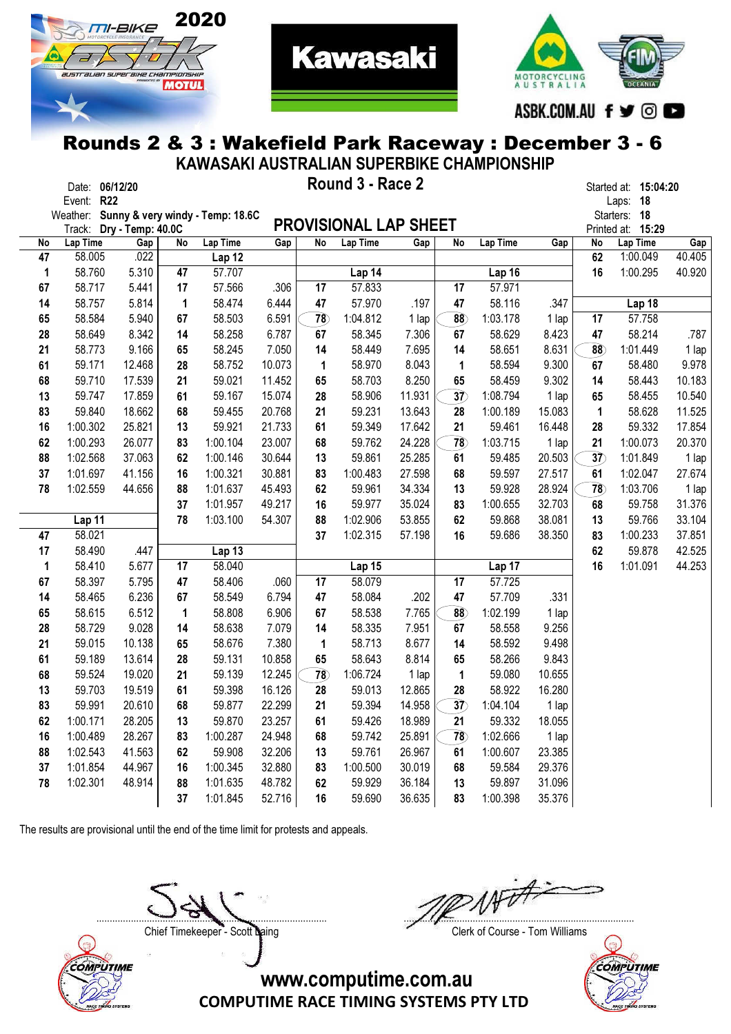# Rounds 2 & 3 : Wakefield Park Raceway : December 3 - 6

## KAWASAKI AUSTRALIAN SUPERBIKE CHAMPIONSHIP

### Round 3 - Race 2

Date: **06/12/20**
Event: **R22**
Weather: **Sunny & very windy - Temp: 18.6C**
Track: **Dry - Temp: 40.0C**

Started at: **15:04:20**
Laps: **18**
Starters: **18**
Printed at: **15:29**

## PROVISIONAL LAP SHEET

| No | Lap Time | Gap | No | Lap Time | Gap | No | Lap Time | Gap | No | Lap Time | Gap | No | Lap Time | Gap |
|---|---|---|---|---|---|---|---|---|---|---|---|---|---|---|
| 47 | 58.005 | .022 | | **Lap 12** | | | | | | | | 62 | 1:00.049 | 40.405 |
| 1 | 58.760 | 5.310 | 47 | 57.707 | | | **Lap 14** | | | **Lap 16** | | 16 | 1:00.295 | 40.920 |
| 67 | 58.717 | 5.441 | 17 | 57.566 | .306 | 17 | 57.833 | | 17 | 57.971 | | | | |
| 14 | 58.757 | 5.814 | 1 | 58.474 | 6.444 | 47 | 57.970 | .197 | 47 | 58.116 | .347 | | **Lap 18** | |
| 65 | 58.584 | 5.940 | 67 | 58.503 | 6.591 | 78 | 1:04.812 | 1 lap | 88 | 1:03.178 | 1 lap | 17 | 57.758 | |
| 28 | 58.649 | 8.342 | 14 | 58.258 | 6.787 | 67 | 58.345 | 7.306 | 67 | 58.629 | 8.423 | 47 | 58.214 | .787 |
| 21 | 58.773 | 9.166 | 65 | 58.245 | 7.050 | 14 | 58.449 | 7.695 | 14 | 58.651 | 8.631 | 88 | 1:01.449 | 1 lap |
| 61 | 59.171 | 12.468 | 28 | 58.752 | 10.073 | 1 | 58.970 | 8.043 | 1 | 58.594 | 9.300 | 67 | 58.480 | 9.978 |
| 68 | 59.710 | 17.539 | 21 | 59.021 | 11.452 | 65 | 58.703 | 8.250 | 65 | 58.459 | 9.302 | 14 | 58.443 | 10.183 |
| 13 | 59.747 | 17.859 | 61 | 59.167 | 15.074 | 28 | 58.906 | 11.931 | 37 | 1:08.794 | 1 lap | 65 | 58.455 | 10.540 |
| 83 | 59.840 | 18.662 | 68 | 59.455 | 20.768 | 21 | 59.231 | 13.643 | 28 | 1:00.189 | 15.083 | 1 | 58.628 | 11.525 |
| 16 | 1:00.302 | 25.821 | 13 | 59.921 | 21.733 | 61 | 59.349 | 17.642 | 21 | 59.461 | 16.448 | 28 | 59.332 | 17.854 |
| 62 | 1:00.293 | 26.077 | 83 | 1:00.104 | 23.007 | 68 | 59.762 | 24.228 | 78 | 1:03.715 | 1 lap | 21 | 1:00.073 | 20.370 |
| 88 | 1:02.568 | 37.063 | 62 | 1:00.146 | 30.644 | 13 | 59.861 | 25.285 | 61 | 59.485 | 20.503 | 37 | 1:01.849 | 1 lap |
| 37 | 1:01.697 | 41.156 | 16 | 1:00.321 | 30.881 | 83 | 1:00.483 | 27.598 | 68 | 59.597 | 27.517 | 61 | 1:02.047 | 27.674 |
| 78 | 1:02.559 | 44.656 | 88 | 1:01.637 | 45.493 | 62 | 59.961 | 34.334 | 13 | 59.928 | 28.924 | 78 | 1:03.706 | 1 lap |
| | | | 37 | 1:01.957 | 49.217 | 16 | 59.977 | 35.024 | 83 | 1:00.655 | 32.703 | 68 | 59.758 | 31.376 |
| | **Lap 11** | | 78 | 1:03.100 | 54.307 | 88 | 1:02.906 | 53.855 | 62 | 59.868 | 38.081 | 13 | 59.766 | 33.104 |
| 47 | 58.021 | | | | | 37 | 1:02.315 | 57.198 | 16 | 59.686 | 38.350 | 83 | 1:00.233 | 37.851 |
| 17 | 58.490 | .447 | | **Lap 13** | | | | | | | | 62 | 59.878 | 42.525 |
| 1 | 58.410 | 5.677 | 17 | 58.040 | | | **Lap 15** | | | **Lap 17** | | 16 | 1:01.091 | 44.253 |
| 67 | 58.397 | 5.795 | 47 | 58.406 | .060 | 17 | 58.079 | | 17 | 57.725 | | | | |
| 14 | 58.465 | 6.236 | 67 | 58.549 | 6.794 | 47 | 58.084 | .202 | 47 | 57.709 | .331 | | | |
| 65 | 58.615 | 6.512 | 1 | 58.808 | 6.906 | 67 | 58.538 | 7.765 | 88 | 1:02.199 | 1 lap | | | |
| 28 | 58.729 | 9.028 | 14 | 58.638 | 7.079 | 14 | 58.335 | 7.951 | 67 | 58.558 | 9.256 | | | |
| 21 | 59.015 | 10.138 | 65 | 58.676 | 7.380 | 1 | 58.713 | 8.677 | 14 | 58.592 | 9.498 | | | |
| 61 | 59.189 | 13.614 | 28 | 59.131 | 10.858 | 65 | 58.643 | 8.814 | 65 | 58.266 | 9.843 | | | |
| 68 | 59.524 | 19.020 | 21 | 59.139 | 12.245 | 78 | 1:06.724 | 1 lap | 1 | 59.080 | 10.655 | | | |
| 13 | 59.703 | 19.519 | 61 | 59.398 | 16.126 | 28 | 59.013 | 12.865 | 28 | 58.922 | 16.280 | | | |
| 83 | 59.991 | 20.610 | 68 | 59.877 | 22.299 | 21 | 59.394 | 14.958 | 37 | 1:04.104 | 1 lap | | | |
| 62 | 1:00.171 | 28.205 | 13 | 59.870 | 23.257 | 61 | 59.426 | 18.989 | 21 | 59.332 | 18.055 | | | |
| 16 | 1:00.489 | 28.267 | 83 | 1:00.287 | 24.948 | 68 | 59.742 | 25.891 | 78 | 1:02.666 | 1 lap | | | |
| 88 | 1:02.543 | 41.563 | 62 | 59.908 | 32.206 | 13 | 59.761 | 26.967 | 61 | 1:00.607 | 23.385 | | | |
| 37 | 1:01.854 | 44.967 | 16 | 1:00.345 | 32.880 | 83 | 1:00.500 | 30.019 | 68 | 59.584 | 29.376 | | | |
| 78 | 1:02.301 | 48.914 | 88 | 1:01.635 | 48.782 | 62 | 59.929 | 36.184 | 13 | 59.897 | 31.096 | | | |
| | | | 37 | 1:01.845 | 52.716 | 16 | 59.690 | 36.635 | 83 | 1:00.398 | 35.376 | | | |

The results are provisional until the end of the time limit for protests and appeals.

Chief Timekeeper - Scott Laing

Clerk of Course - Tom Williams

www.computime.com.au
COMPUTIME RACE TIMING SYSTEMS PTY LTD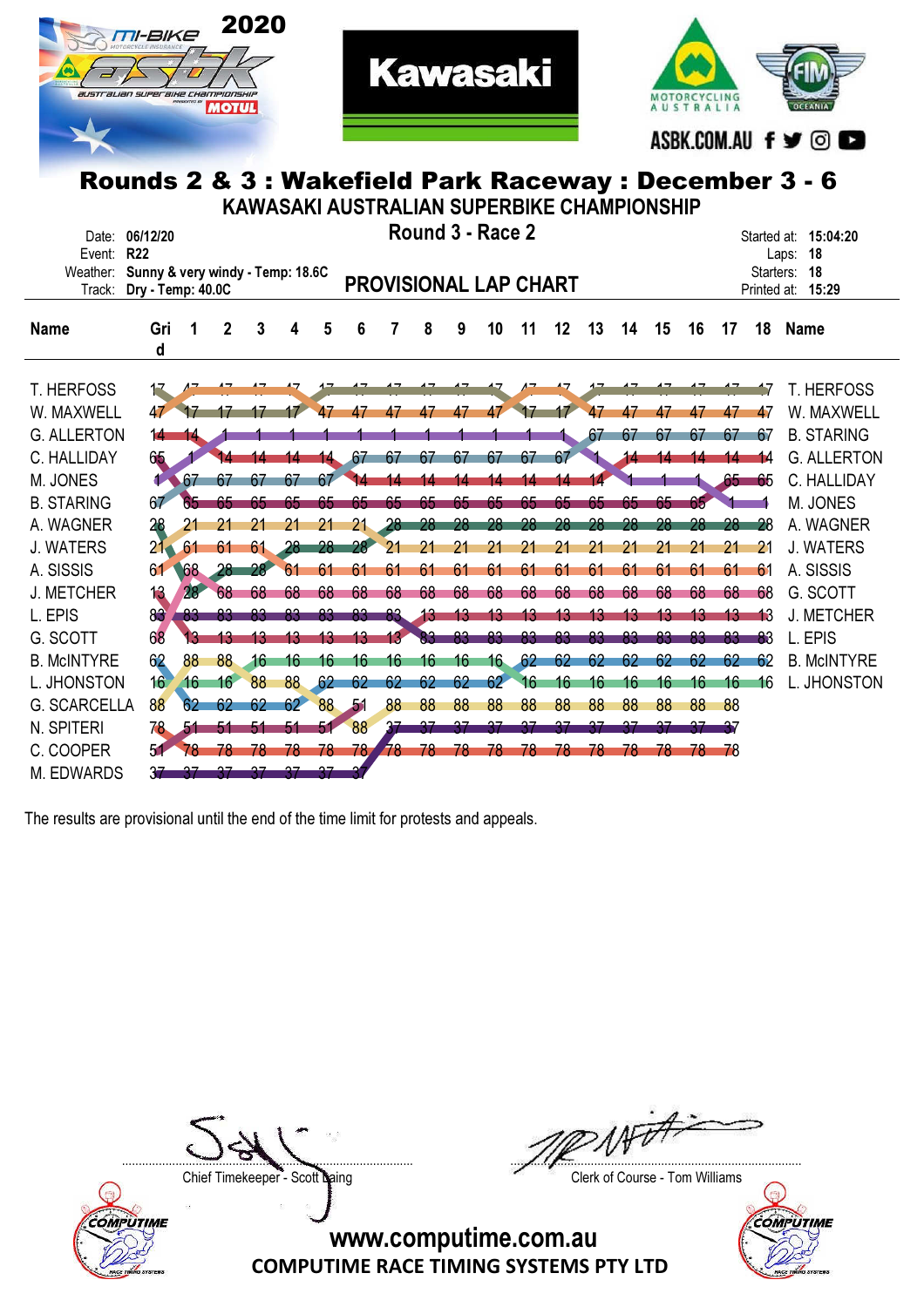# Rounds 2 & 3 : Wakefield Park Raceway : December 3 - 6

## KAWASAKI AUSTRALIAN SUPERBIKE CHAMPIONSHIP

2020 mi-BIKE ASBK Australian Superbike Championship presented by MOTUL

Kawasaki

MOTORCYCLING AUSTRALIA

FIM OCEANIA

ASBK.COM.AU

Date: **06/12/20**
Event: **R22**
Weather: **Sunny & very windy - Temp: 18.6C**
Track: **Dry - Temp: 40.0C**

## Round 3 - Race 2

## PROVISIONAL LAP CHART

Started at: **15:04:20**
Laps: **18**
Starters: **18**
Printed at: **15:29**

Name Grid 1 2 3 4 5 6 7 8 9 10 11 12 13 14 15 16 17 18 Name

T. HERFOSS 17 47 47 47 47 17 17 17 17 17 17 47 47 17 17 17 17 17 17 T. HERFOSS
W. MAXWELL 47 17 17 17 17 47 47 47 47 47 47 17 17 47 47 47 47 47 47 W. MAXWELL
G. ALLERTON 14 14 1 1 1 1 1 1 1 1 1 1 1 67 67 67 67 67 67 B. STARING
C. HALLIDAY 65 1 14 14 14 14 67 67 67 67 67 67 67 1 14 14 14 14 14 G. ALLERTON
M. JONES 1 67 67 67 67 67 14 14 14 14 14 14 14 14 1 1 1 65 65 C. HALLIDAY
B. STARING 67 65 65 65 65 65 65 65 65 65 65 65 65 65 65 65 65 1 1 M. JONES
A. WAGNER 28 21 21 21 21 21 21 28 28 28 28 28 28 28 28 28 28 28 28 A. WAGNER
J. WATERS 21 61 61 61 28 28 28 21 21 21 21 21 21 21 21 21 21 21 21 J. WATERS
A. SISSIS 61 68 28 28 61 61 61 61 61 61 61 61 61 61 61 61 61 61 61 A. SISSIS
J. METCHER 13 28 68 68 68 68 68 68 68 68 68 68 68 68 68 68 68 68 68 G. SCOTT
L. EPIS 83 83 83 83 83 83 83 83 13 13 13 13 13 13 13 13 13 13 13 J. METCHER
G. SCOTT 68 13 13 13 13 13 13 13 83 83 83 83 83 83 83 83 83 83 83 L. EPIS
B. McINTYRE 62 88 88 16 16 16 16 16 16 16 16 62 62 62 62 62 62 62 62 B. McINTYRE
L. JHONSTON 16 16 16 88 88 62 62 62 62 62 62 16 16 16 16 16 16 16 16 L. JHONSTON
G. SCARCELLA 88 62 62 62 62 88 51 88 88 88 88 88 88 88 88 88 88 88
N. SPITERI 78 51 51 51 51 51 88 37 37 37 37 37 37 37 37 37 37 37
C. COOPER 51 78 78 78 78 78 78 78 78 78 78 78 78 78 78 78 78 78
M. EDWARDS 37 37 37 37 37 37 37

The results are provisional until the end of the time limit for protests and appeals.

Chief Timekeeper - Scott Laing

Clerk of Course - Tom Williams

COMPUTIME

www.computime.com.au
**COMPUTIME RACE TIMING SYSTEMS PTY LTD**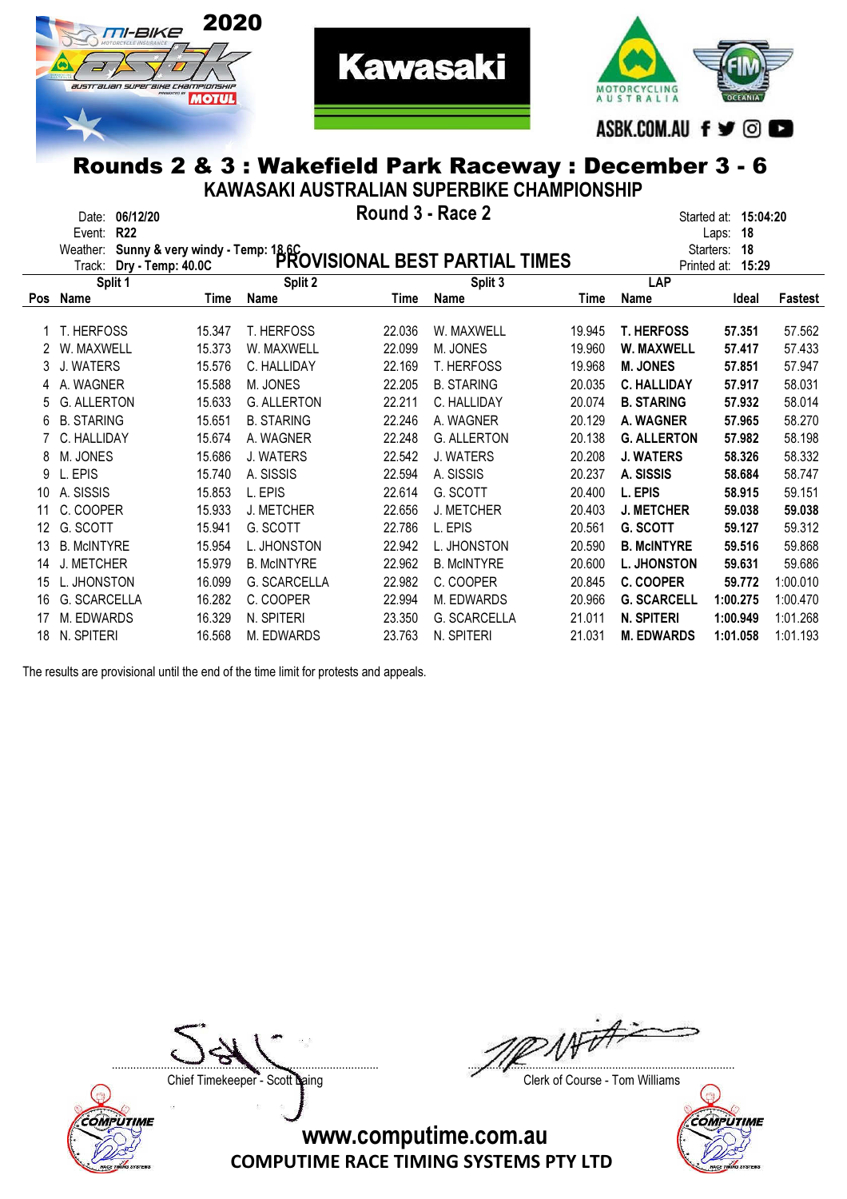# Rounds 2 & 3 : Wakefield Park Raceway : December 3 - 6

## KAWASAKI AUSTRALIAN SUPERBIKE CHAMPIONSHIP

### Round 3 - Race 2

Date: **06/12/20**
Event: **R22**
Weather: **Sunny & very windy - Temp: 18.6C**
Track: **Dry - Temp: 40.0C**

Started at: **15:04:20**
Laps: **18**
Starters: **18**
Printed at: **15:29**

### PROVISIONAL BEST PARTIAL TIMES

| Pos | Split 1 Name | Time | Split 2 Name | Time | Split 3 Name | Time | LAP Name | Ideal | Fastest |
|---|---|---|---|---|---|---|---|---|---|
| 1 | T. HERFOSS | 15.347 | T. HERFOSS | 22.036 | W. MAXWELL | 19.945 | **T. HERFOSS** | **57.351** | 57.562 |
| 2 | W. MAXWELL | 15.373 | W. MAXWELL | 22.099 | M. JONES | 19.960 | **W. MAXWELL** | **57.417** | 57.433 |
| 3 | J. WATERS | 15.576 | C. HALLIDAY | 22.169 | T. HERFOSS | 19.968 | **M. JONES** | **57.851** | 57.947 |
| 4 | A. WAGNER | 15.588 | M. JONES | 22.205 | B. STARING | 20.035 | **C. HALLIDAY** | **57.917** | 58.031 |
| 5 | G. ALLERTON | 15.633 | G. ALLERTON | 22.211 | C. HALLIDAY | 20.074 | **B. STARING** | **57.932** | 58.014 |
| 6 | B. STARING | 15.651 | B. STARING | 22.246 | A. WAGNER | 20.129 | **A. WAGNER** | **57.965** | 58.270 |
| 7 | C. HALLIDAY | 15.674 | A. WAGNER | 22.248 | G. ALLERTON | 20.138 | **G. ALLERTON** | **57.982** | 58.198 |
| 8 | M. JONES | 15.686 | J. WATERS | 22.542 | J. WATERS | 20.208 | **J. WATERS** | **58.326** | 58.332 |
| 9 | L. EPIS | 15.740 | A. SISSIS | 22.594 | A. SISSIS | 20.237 | **A. SISSIS** | **58.684** | 58.747 |
| 10 | A. SISSIS | 15.853 | L. EPIS | 22.614 | G. SCOTT | 20.400 | **L. EPIS** | **58.915** | 59.151 |
| 11 | C. COOPER | 15.933 | J. METCHER | 22.656 | J. METCHER | 20.403 | **J. METCHER** | **59.038** | **59.038** |
| 12 | G. SCOTT | 15.941 | G. SCOTT | 22.786 | L. EPIS | 20.561 | **G. SCOTT** | **59.127** | 59.312 |
| 13 | B. McINTYRE | 15.954 | L. JHONSTON | 22.942 | L. JHONSTON | 20.590 | **B. McINTYRE** | **59.516** | 59.868 |
| 14 | J. METCHER | 15.979 | B. McINTYRE | 22.962 | B. McINTYRE | 20.600 | **L. JHONSTON** | **59.631** | 59.686 |
| 15 | L. JHONSTON | 16.099 | G. SCARCELLA | 22.982 | C. COOPER | 20.845 | **C. COOPER** | **59.772** | 1:00.010 |
| 16 | G. SCARCELLA | 16.282 | C. COOPER | 22.994 | M. EDWARDS | 20.966 | **G. SCARCELL** | **1:00.275** | 1:00.470 |
| 17 | M. EDWARDS | 16.329 | N. SPITERI | 23.350 | G. SCARCELLA | 21.011 | **N. SPITERI** | **1:00.949** | 1:01.268 |
| 18 | N. SPITERI | 16.568 | M. EDWARDS | 23.763 | N. SPITERI | 21.031 | **M. EDWARDS** | **1:01.058** | 1:01.193 |

The results are provisional until the end of the time limit for protests and appeals.

Chief Timekeeper - Scott Laing

Clerk of Course - Tom Williams

www.computime.com.au
COMPUTIME RACE TIMING SYSTEMS PTY LTD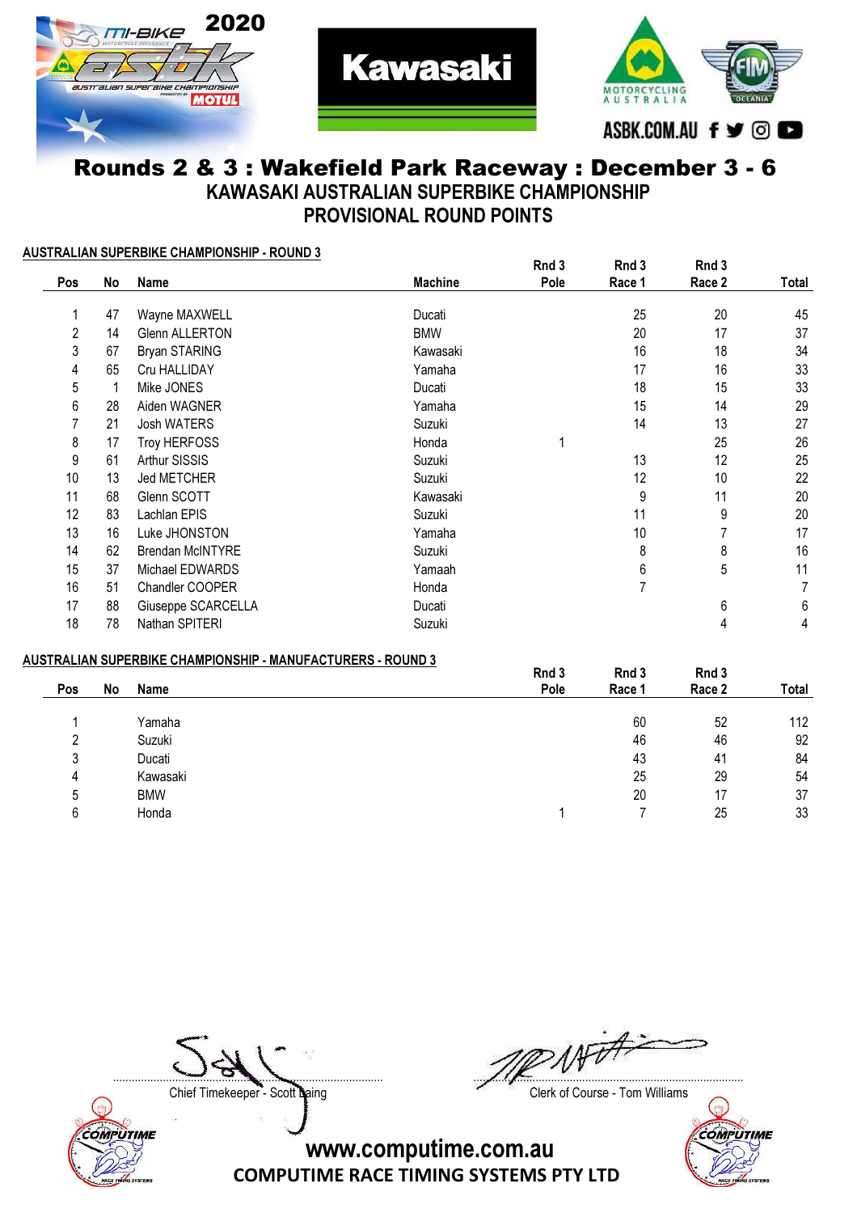# Rounds 2 & 3 : Wakefield Park Raceway : December 3 - 6

## KAWASAKI AUSTRALIAN SUPERBIKE CHAMPIONSHIP

## PROVISIONAL ROUND POINTS

**AUSTRALIAN SUPERBIKE CHAMPIONSHIP - ROUND 3**

| Pos | No | Name | Machine | Rnd 3 Pole | Rnd 3 Race 1 | Rnd 3 Race 2 | Total |
|---|---|---|---|---|---|---|---|
| 1 | 47 | Wayne MAXWELL | Ducati | | 25 | 20 | 45 |
| 2 | 14 | Glenn ALLERTON | BMW | | 20 | 17 | 37 |
| 3 | 67 | Bryan STARING | Kawasaki | | 16 | 18 | 34 |
| 4 | 65 | Cru HALLIDAY | Yamaha | | 17 | 16 | 33 |
| 5 | 1 | Mike JONES | Ducati | | 18 | 15 | 33 |
| 6 | 28 | Aiden WAGNER | Yamaha | | 15 | 14 | 29 |
| 7 | 21 | Josh WATERS | Suzuki | | 14 | 13 | 27 |
| 8 | 17 | Troy HERFOSS | Honda | 1 | | 25 | 26 |
| 9 | 61 | Arthur SISSIS | Suzuki | | 13 | 12 | 25 |
| 10 | 13 | Jed METCHER | Suzuki | | 12 | 10 | 22 |
| 11 | 68 | Glenn SCOTT | Kawasaki | | 9 | 11 | 20 |
| 12 | 83 | Lachlan EPIS | Suzuki | | 11 | 9 | 20 |
| 13 | 16 | Luke JHONSTON | Yamaha | | 10 | 7 | 17 |
| 14 | 62 | Brendan McINTYRE | Suzuki | | 8 | 8 | 16 |
| 15 | 37 | Michael EDWARDS | Yamaah | | 6 | 5 | 11 |
| 16 | 51 | Chandler COOPER | Honda | | 7 | | 7 |
| 17 | 88 | Giuseppe SCARCELLA | Ducati | | | 6 | 6 |
| 18 | 78 | Nathan SPITERI | Suzuki | | | 4 | 4 |

**AUSTRALIAN SUPERBIKE CHAMPIONSHIP - MANUFACTURERS - ROUND 3**

| Pos | No | Name | Rnd 3 Pole | Rnd 3 Race 1 | Rnd 3 Race 2 | Total |
|---|---|---|---|---|---|---|
| 1 | | Yamaha | | 60 | 52 | 112 |
| 2 | | Suzuki | | 46 | 46 | 92 |
| 3 | | Ducati | | 43 | 41 | 84 |
| 4 | | Kawasaki | | 25 | 29 | 54 |
| 5 | | BMW | | 20 | 17 | 37 |
| 6 | | Honda | 1 | 7 | 25 | 33 |

Chief Timekeeper - Scott Laing

Clerk of Course - Tom Williams

www.computime.com.au

COMPUTIME RACE TIMING SYSTEMS PTY LTD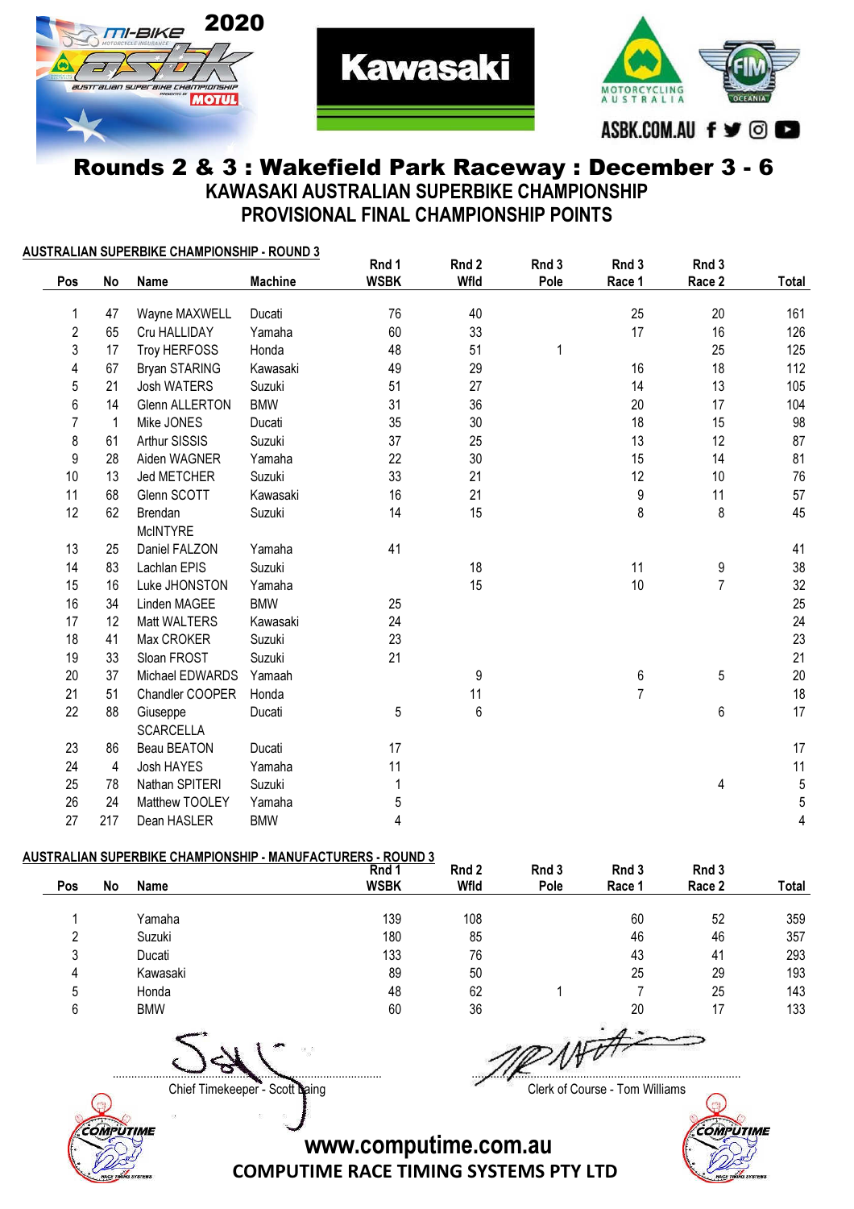# Rounds 2 & 3 : Wakefield Park Raceway : December 3 - 6

## KAWASAKI AUSTRALIAN SUPERBIKE CHAMPIONSHIP

## PROVISIONAL FINAL CHAMPIONSHIP POINTS

**AUSTRALIAN SUPERBIKE CHAMPIONSHIP - ROUND 3**

| Pos | No | Name | Machine | Rnd 1 WSBK | Rnd 2 Wfld | Rnd 3 Pole | Rnd 3 Race 1 | Rnd 3 Race 2 | Total |
|---|---|---|---|---|---|---|---|---|---|
| 1 | 47 | Wayne MAXWELL | Ducati | 76 | 40 | | 25 | 20 | 161 |
| 2 | 65 | Cru HALLIDAY | Yamaha | 60 | 33 | | 17 | 16 | 126 |
| 3 | 17 | Troy HERFOSS | Honda | 48 | 51 | 1 | | 25 | 125 |
| 4 | 67 | Bryan STARING | Kawasaki | 49 | 29 | | 16 | 18 | 112 |
| 5 | 21 | Josh WATERS | Suzuki | 51 | 27 | | 14 | 13 | 105 |
| 6 | 14 | Glenn ALLERTON | BMW | 31 | 36 | | 20 | 17 | 104 |
| 7 | 1 | Mike JONES | Ducati | 35 | 30 | | 18 | 15 | 98 |
| 8 | 61 | Arthur SISSIS | Suzuki | 37 | 25 | | 13 | 12 | 87 |
| 9 | 28 | Aiden WAGNER | Yamaha | 22 | 30 | | 15 | 14 | 81 |
| 10 | 13 | Jed METCHER | Suzuki | 33 | 21 | | 12 | 10 | 76 |
| 11 | 68 | Glenn SCOTT | Kawasaki | 16 | 21 | | 9 | 11 | 57 |
| 12 | 62 | Brendan McINTYRE | Suzuki | 14 | 15 | | 8 | 8 | 45 |
| 13 | 25 | Daniel FALZON | Yamaha | 41 | | | | | 41 |
| 14 | 83 | Lachlan EPIS | Suzuki | | 18 | | 11 | 9 | 38 |
| 15 | 16 | Luke JHONSTON | Yamaha | | 15 | | 10 | 7 | 32 |
| 16 | 34 | Linden MAGEE | BMW | 25 | | | | | 25 |
| 17 | 12 | Matt WALTERS | Kawasaki | 24 | | | | | 24 |
| 18 | 41 | Max CROKER | Suzuki | 23 | | | | | 23 |
| 19 | 33 | Sloan FROST | Suzuki | 21 | | | | | 21 |
| 20 | 37 | Michael EDWARDS | Yamaah | | 9 | | 6 | 5 | 20 |
| 21 | 51 | Chandler COOPER | Honda | | 11 | | 7 | | 18 |
| 22 | 88 | Giuseppe SCARCELLA | Ducati | 5 | 6 | | | 6 | 17 |
| 23 | 86 | Beau BEATON | Ducati | 17 | | | | | 17 |
| 24 | 4 | Josh HAYES | Yamaha | 11 | | | | | 11 |
| 25 | 78 | Nathan SPITERI | Suzuki | 1 | | | | 4 | 5 |
| 26 | 24 | Matthew TOOLEY | Yamaha | 5 | | | | | 5 |
| 27 | 217 | Dean HASLER | BMW | 4 | | | | | 4 |

**AUSTRALIAN SUPERBIKE CHAMPIONSHIP - MANUFACTURERS - ROUND 3**

| Pos | No | Name | Rnd 1 WSBK | Rnd 2 Wfld | Rnd 3 Pole | Rnd 3 Race 1 | Rnd 3 Race 2 | Total |
|---|---|---|---|---|---|---|---|---|
| 1 | | Yamaha | 139 | 108 | | 60 | 52 | 359 |
| 2 | | Suzuki | 180 | 85 | | 46 | 46 | 357 |
| 3 | | Ducati | 133 | 76 | | 43 | 41 | 293 |
| 4 | | Kawasaki | 89 | 50 | | 25 | 29 | 193 |
| 5 | | Honda | 48 | 62 | 1 | 7 | 25 | 143 |
| 6 | | BMW | 60 | 36 | | 20 | 17 | 133 |

Chief Timekeeper - Scott Laing

Clerk of Course - Tom Williams

www.computime.com.au

COMPUTIME RACE TIMING SYSTEMS PTY LTD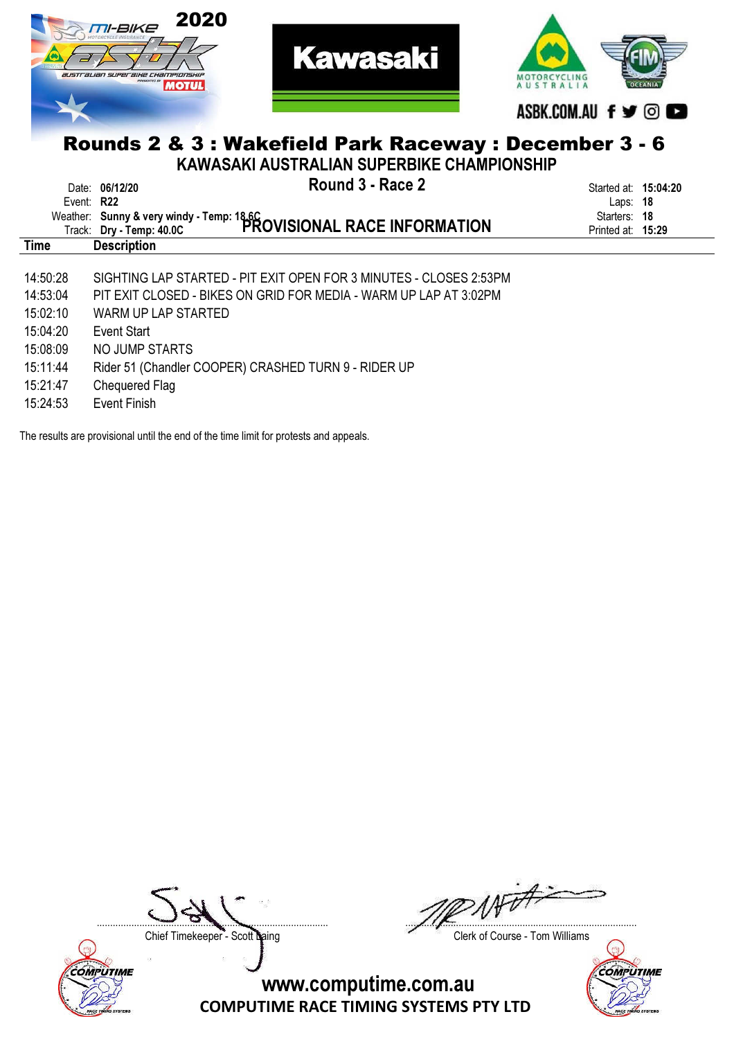# Rounds 2 & 3 : Wakefield Park Raceway : December 3 - 6

## KAWASAKI AUSTRALIAN SUPERBIKE CHAMPIONSHIP

### Round 3 - Race 2

Date: **06/12/20**
Event: **R22**
Weather: **Sunny & very windy - Temp: 18.6C**
Track: **Dry - Temp: 40.0C**

Started at: **15:04:20**
Laps: **18**
Starters: **18**
Printed at: **15:29**

## PROVISIONAL RACE INFORMATION

| Time | Description |
|---|---|
| 14:50:28 | SIGHTING LAP STARTED - PIT EXIT OPEN FOR 3 MINUTES - CLOSES 2:53PM |
| 14:53:04 | PIT EXIT CLOSED - BIKES ON GRID FOR MEDIA - WARM UP LAP AT 3:02PM |
| 15:02:10 | WARM UP LAP STARTED |
| 15:04:20 | Event Start |
| 15:08:09 | NO JUMP STARTS |
| 15:11:44 | Rider 51 (Chandler COOPER) CRASHED TURN 9 - RIDER UP |
| 15:21:47 | Chequered Flag |
| 15:24:53 | Event Finish |

The results are provisional until the end of the time limit for protests and appeals.

Chief Timekeeper - Scott Laing

Clerk of Course - Tom Williams

www.computime.com.au
COMPUTIME RACE TIMING SYSTEMS PTY LTD